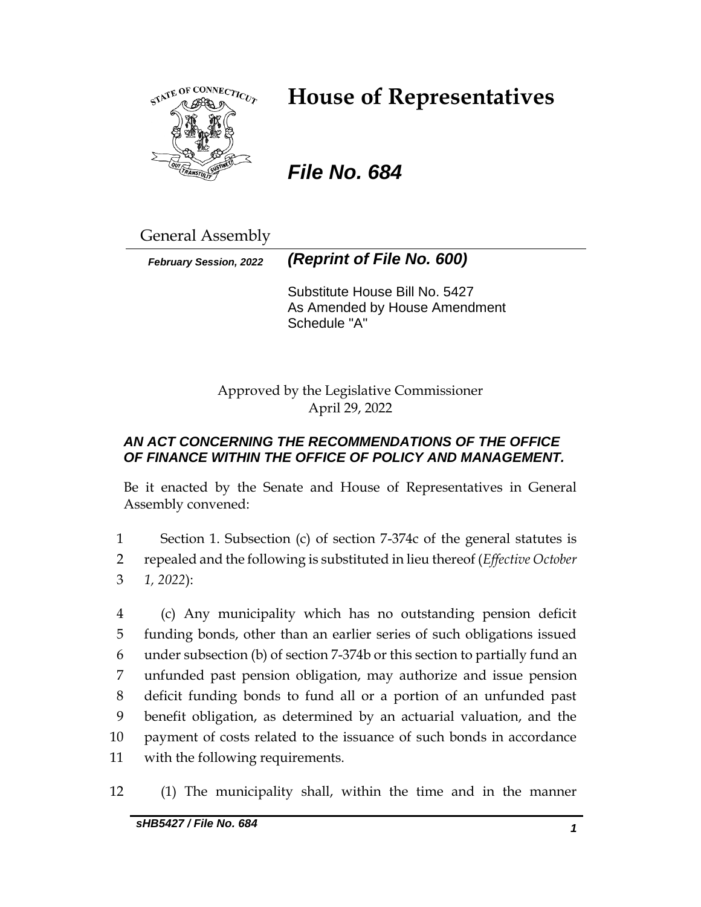# House of Representatives

## *File No. 684*

General Assembly

***February Session, 2022*** ***(Reprint of File No. 600)***

Substitute House Bill No. 5427
As Amended by House Amendment Schedule "A"

Approved by the Legislative Commissioner
April 29, 2022

### *AN ACT CONCERNING THE RECOMMENDATIONS OF THE OFFICE OF FINANCE WITHIN THE OFFICE OF POLICY AND MANAGEMENT.*

Be it enacted by the Senate and House of Representatives in General Assembly convened:

1 Section 1. Subsection (c) of section 7-374c of the general statutes is
2 repealed and the following is substituted in lieu thereof (*Effective October*
3 *1, 2022*):

4 (c) Any municipality which has no outstanding pension deficit
5 funding bonds, other than an earlier series of such obligations issued
6 under subsection (b) of section 7-374b or this section to partially fund an
7 unfunded past pension obligation, may authorize and issue pension
8 deficit funding bonds to fund all or a portion of an unfunded past
9 benefit obligation, as determined by an actuarial valuation, and the
10 payment of costs related to the issuance of such bonds in accordance
11 with the following requirements.

12 (1) The municipality shall, within the time and in the manner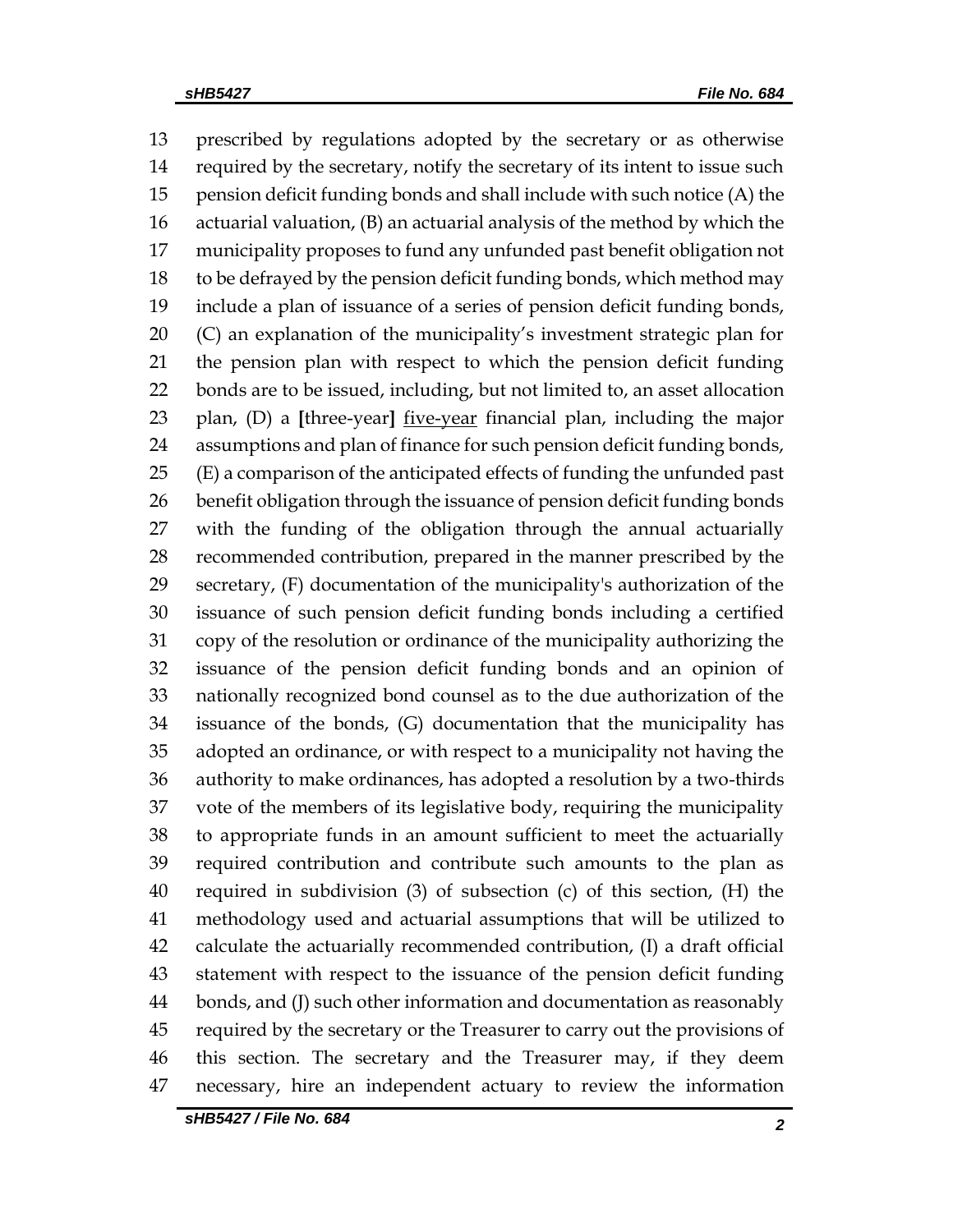13 prescribed by regulations adopted by the secretary or as otherwise
14 required by the secretary, notify the secretary of its intent to issue such
15 pension deficit funding bonds and shall include with such notice (A) the
16 actuarial valuation, (B) an actuarial analysis of the method by which the
17 municipality proposes to fund any unfunded past benefit obligation not
18 to be defrayed by the pension deficit funding bonds, which method may
19 include a plan of issuance of a series of pension deficit funding bonds,
20 (C) an explanation of the municipality's investment strategic plan for
21 the pension plan with respect to which the pension deficit funding
22 bonds are to be issued, including, but not limited to, an asset allocation
23 plan, (D) a **[**three-year**]** <u>five-year</u> financial plan, including the major
24 assumptions and plan of finance for such pension deficit funding bonds,
25 (E) a comparison of the anticipated effects of funding the unfunded past
26 benefit obligation through the issuance of pension deficit funding bonds
27 with the funding of the obligation through the annual actuarially
28 recommended contribution, prepared in the manner prescribed by the
29 secretary, (F) documentation of the municipality's authorization of the
30 issuance of such pension deficit funding bonds including a certified
31 copy of the resolution or ordinance of the municipality authorizing the
32 issuance of the pension deficit funding bonds and an opinion of
33 nationally recognized bond counsel as to the due authorization of the
34 issuance of the bonds, (G) documentation that the municipality has
35 adopted an ordinance, or with respect to a municipality not having the
36 authority to make ordinances, has adopted a resolution by a two-thirds
37 vote of the members of its legislative body, requiring the municipality
38 to appropriate funds in an amount sufficient to meet the actuarially
39 required contribution and contribute such amounts to the plan as
40 required in subdivision (3) of subsection (c) of this section, (H) the
41 methodology used and actuarial assumptions that will be utilized to
42 calculate the actuarially recommended contribution, (I) a draft official
43 statement with respect to the issuance of the pension deficit funding
44 bonds, and (J) such other information and documentation as reasonably
45 required by the secretary or the Treasurer to carry out the provisions of
46 this section. The secretary and the Treasurer may, if they deem
47 necessary, hire an independent actuary to review the information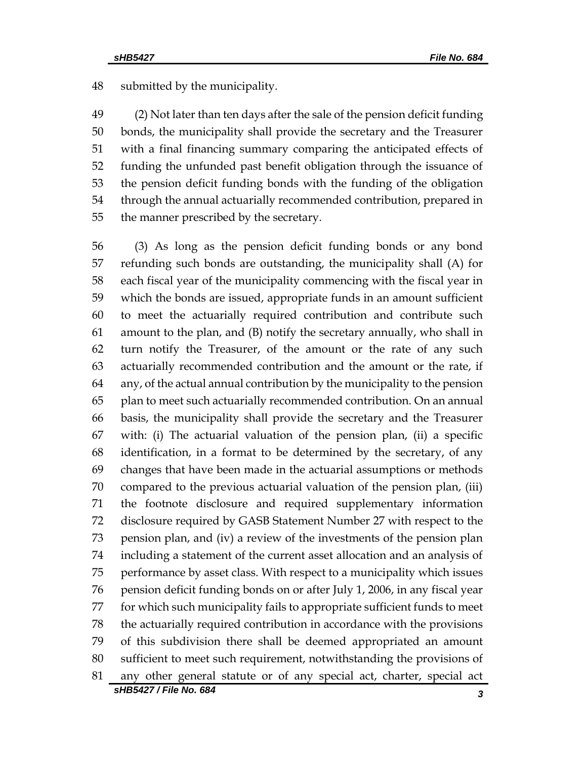submitted by the municipality.

(2) Not later than ten days after the sale of the pension deficit funding bonds, the municipality shall provide the secretary and the Treasurer with a final financing summary comparing the anticipated effects of funding the unfunded past benefit obligation through the issuance of the pension deficit funding bonds with the funding of the obligation through the annual actuarially recommended contribution, prepared in the manner prescribed by the secretary.

(3) As long as the pension deficit funding bonds or any bond refunding such bonds are outstanding, the municipality shall (A) for each fiscal year of the municipality commencing with the fiscal year in which the bonds are issued, appropriate funds in an amount sufficient to meet the actuarially required contribution and contribute such amount to the plan, and (B) notify the secretary annually, who shall in turn notify the Treasurer, of the amount or the rate of any such actuarially recommended contribution and the amount or the rate, if any, of the actual annual contribution by the municipality to the pension plan to meet such actuarially recommended contribution. On an annual basis, the municipality shall provide the secretary and the Treasurer with: (i) The actuarial valuation of the pension plan, (ii) a specific identification, in a format to be determined by the secretary, of any changes that have been made in the actuarial assumptions or methods compared to the previous actuarial valuation of the pension plan, (iii) the footnote disclosure and required supplementary information disclosure required by GASB Statement Number 27 with respect to the pension plan, and (iv) a review of the investments of the pension plan including a statement of the current asset allocation and an analysis of performance by asset class. With respect to a municipality which issues pension deficit funding bonds on or after July 1, 2006, in any fiscal year for which such municipality fails to appropriate sufficient funds to meet the actuarially required contribution in accordance with the provisions of this subdivision there shall be deemed appropriated an amount sufficient to meet such requirement, notwithstanding the provisions of any other general statute or of any special act, charter, special act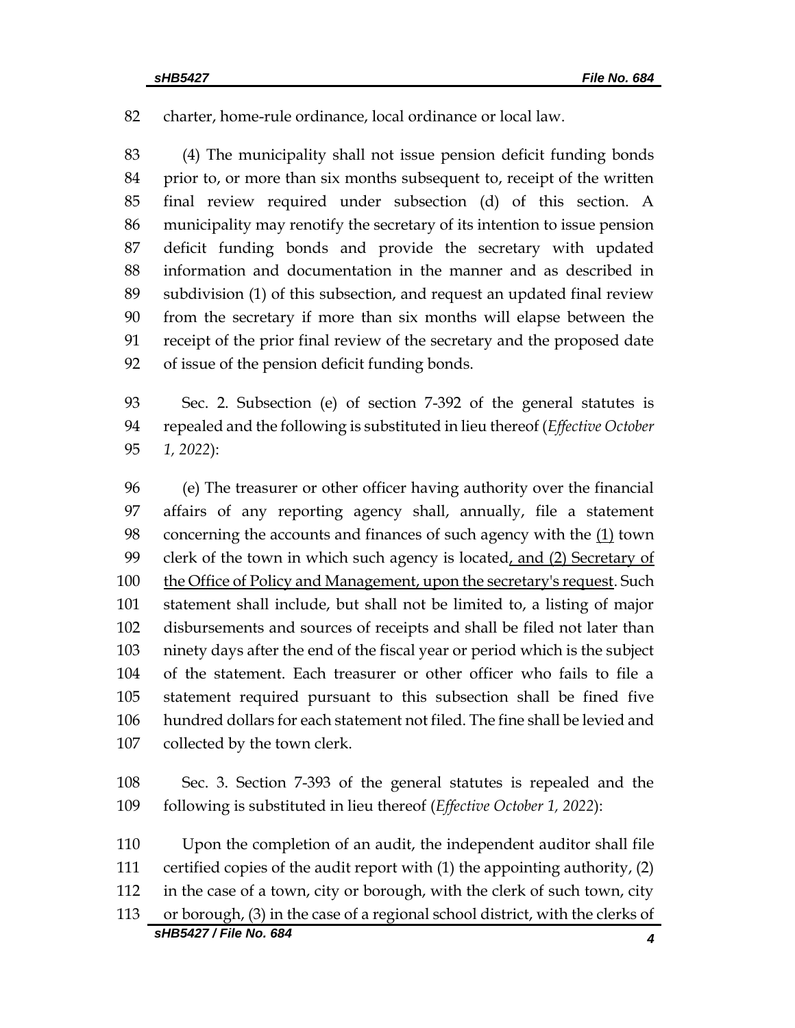charter, home-rule ordinance, local ordinance or local law.

(4) The municipality shall not issue pension deficit funding bonds prior to, or more than six months subsequent to, receipt of the written final review required under subsection (d) of this section. A municipality may renotify the secretary of its intention to issue pension deficit funding bonds and provide the secretary with updated information and documentation in the manner and as described in subdivision (1) of this subsection, and request an updated final review from the secretary if more than six months will elapse between the receipt of the prior final review of the secretary and the proposed date of issue of the pension deficit funding bonds.

Sec. 2. Subsection (e) of section 7-392 of the general statutes is repealed and the following is substituted in lieu thereof (*Effective October 1, 2022*):

(e) The treasurer or other officer having authority over the financial affairs of any reporting agency shall, annually, file a statement concerning the accounts and finances of such agency with the (1) town clerk of the town in which such agency is located, and (2) Secretary of the Office of Policy and Management, upon the secretary's request. Such statement shall include, but shall not be limited to, a listing of major disbursements and sources of receipts and shall be filed not later than ninety days after the end of the fiscal year or period which is the subject of the statement. Each treasurer or other officer who fails to file a statement required pursuant to this subsection shall be fined five hundred dollars for each statement not filed. The fine shall be levied and collected by the town clerk.

Sec. 3. Section 7-393 of the general statutes is repealed and the following is substituted in lieu thereof (*Effective October 1, 2022*):

Upon the completion of an audit, the independent auditor shall file certified copies of the audit report with (1) the appointing authority, (2) in the case of a town, city or borough, with the clerk of such town, city or borough, (3) in the case of a regional school district, with the clerks of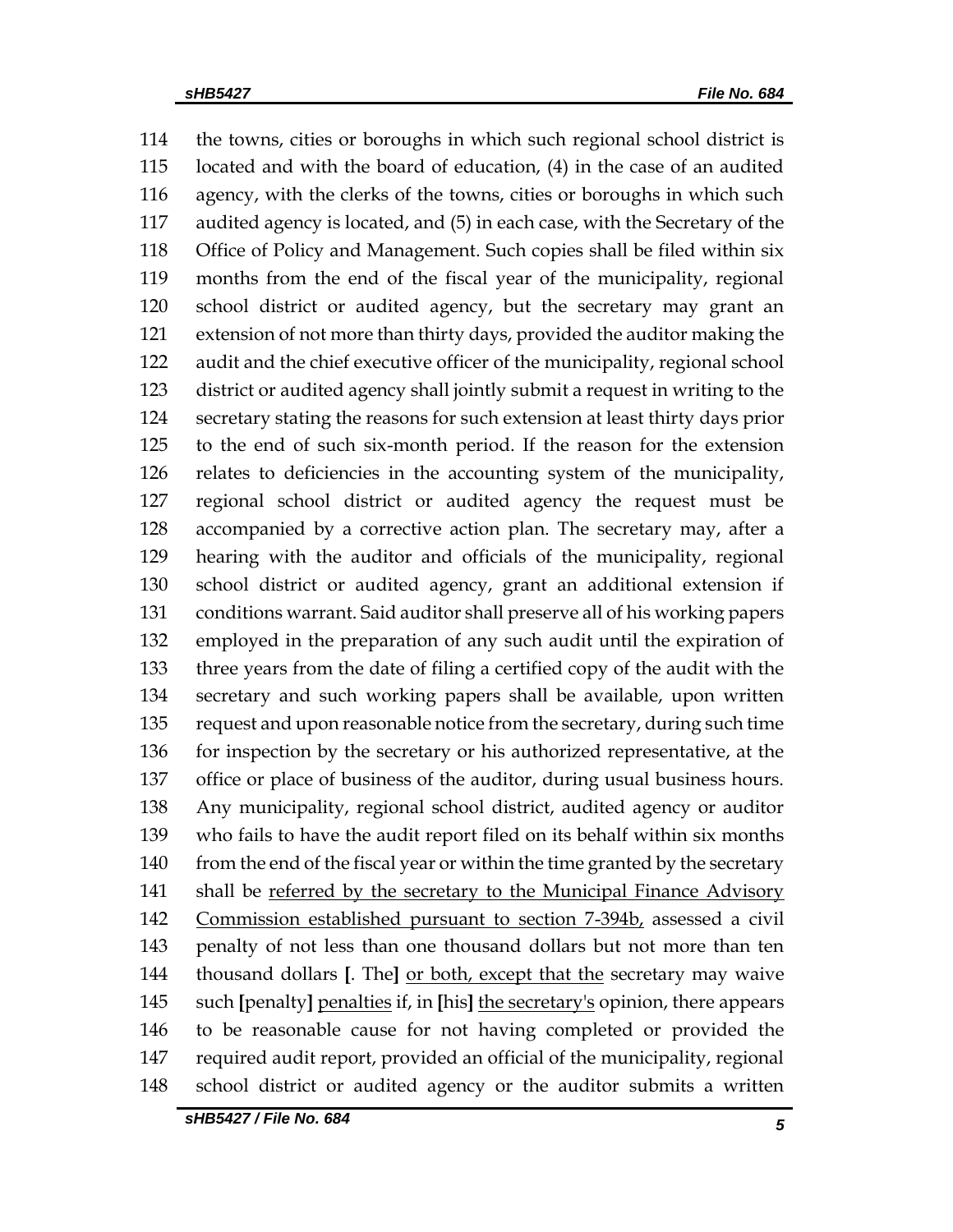114 the towns, cities or boroughs in which such regional school district is
115 located and with the board of education, (4) in the case of an audited
116 agency, with the clerks of the towns, cities or boroughs in which such
117 audited agency is located, and (5) in each case, with the Secretary of the
118 Office of Policy and Management. Such copies shall be filed within six
119 months from the end of the fiscal year of the municipality, regional
120 school district or audited agency, but the secretary may grant an
121 extension of not more than thirty days, provided the auditor making the
122 audit and the chief executive officer of the municipality, regional school
123 district or audited agency shall jointly submit a request in writing to the
124 secretary stating the reasons for such extension at least thirty days prior
125 to the end of such six-month period. If the reason for the extension
126 relates to deficiencies in the accounting system of the municipality,
127 regional school district or audited agency the request must be
128 accompanied by a corrective action plan. The secretary may, after a
129 hearing with the auditor and officials of the municipality, regional
130 school district or audited agency, grant an additional extension if
131 conditions warrant. Said auditor shall preserve all of his working papers
132 employed in the preparation of any such audit until the expiration of
133 three years from the date of filing a certified copy of the audit with the
134 secretary and such working papers shall be available, upon written
135 request and upon reasonable notice from the secretary, during such time
136 for inspection by the secretary or his authorized representative, at the
137 office or place of business of the auditor, during usual business hours.
138 Any municipality, regional school district, audited agency or auditor
139 who fails to have the audit report filed on its behalf within six months
140 from the end of the fiscal year or within the time granted by the secretary
141 shall be <u>referred by the secretary to the Municipal Finance Advisory</u>
142 <u>Commission established pursuant to section 7-394b,</u> assessed a civil
143 penalty of not less than one thousand dollars but not more than ten
144 thousand dollars **[**. The**]** <u>or both, except that the</u> secretary may waive
145 such **[**penalty**]** <u>penalties</u> if, in **[**his**]** <u>the secretary's</u> opinion, there appears
146 to be reasonable cause for not having completed or provided the
147 required audit report, provided an official of the municipality, regional
148 school district or audited agency or the auditor submits a written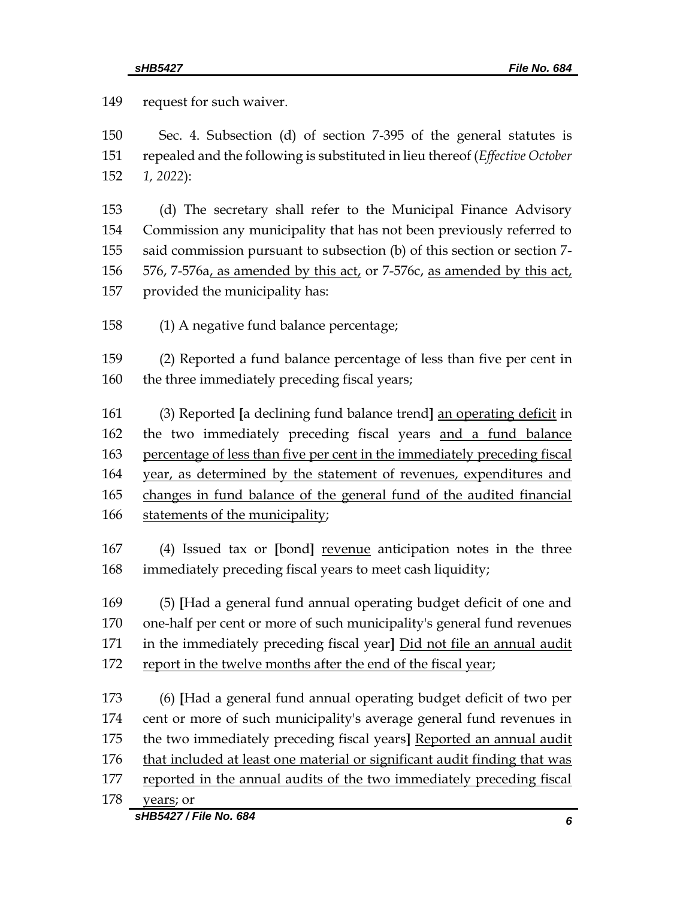149 request for such waiver.

150 Sec. 4. Subsection (d) of section 7-395 of the general statutes is
151 repealed and the following is substituted in lieu thereof (*Effective October*
152 *1, 2022*):

153 (d) The secretary shall refer to the Municipal Finance Advisory
154 Commission any municipality that has not been previously referred to
155 said commission pursuant to subsection (b) of this section or section 7-
156 576, 7-576a<u>, as amended by this act,</u> or 7-576c, <u>as amended by this act,</u>
157 provided the municipality has:

158 (1) A negative fund balance percentage;

159 (2) Reported a fund balance percentage of less than five per cent in
160 the three immediately preceding fiscal years;

161 (3) Reported **[**a declining fund balance trend**]** <u>an operating deficit</u> in
162 the two immediately preceding fiscal years <u>and a fund balance</u>
163 <u>percentage of less than five per cent in the immediately preceding fiscal</u>
164 <u>year, as determined by the statement of revenues, expenditures and</u>
165 <u>changes in fund balance of the general fund of the audited financial</u>
166 <u>statements of the municipality</u>;

167 (4) Issued tax or **[**bond**]** <u>revenue</u> anticipation notes in the three
168 immediately preceding fiscal years to meet cash liquidity;

169 (5) **[**Had a general fund annual operating budget deficit of one and
170 one-half per cent or more of such municipality's general fund revenues
171 in the immediately preceding fiscal year**]** <u>Did not file an annual audit</u>
172 <u>report in the twelve months after the end of the fiscal year</u>;

173 (6) **[**Had a general fund annual operating budget deficit of two per
174 cent or more of such municipality's average general fund revenues in
175 the two immediately preceding fiscal years**]** <u>Reported an annual audit</u>
176 <u>that included at least one material or significant audit finding that was</u>
177 <u>reported in the annual audits of the two immediately preceding fiscal</u>
178 <u>years</u>; or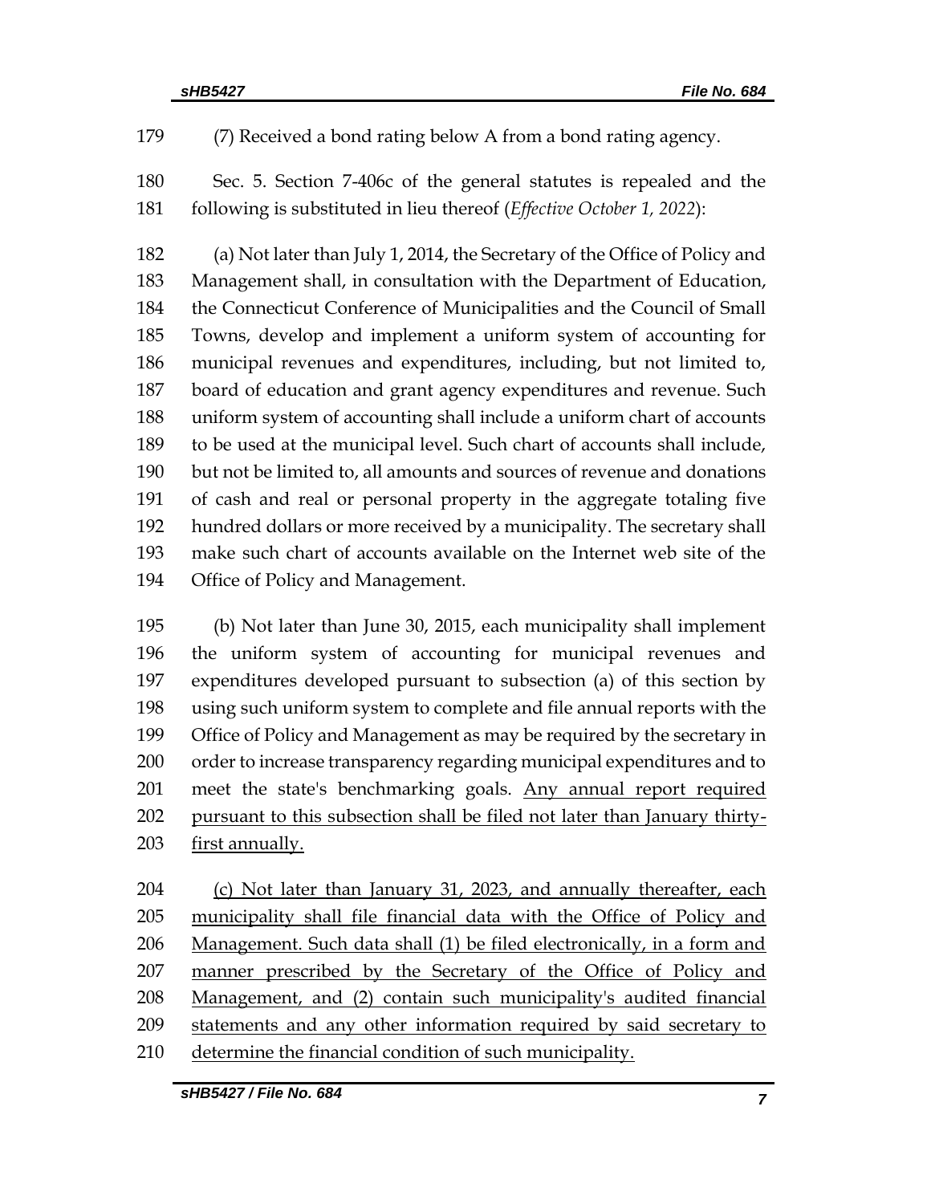179 (7) Received a bond rating below A from a bond rating agency.

180 Sec. 5. Section 7-406c of the general statutes is repealed and the
181 following is substituted in lieu thereof (*Effective October 1, 2022*):

182 (a) Not later than July 1, 2014, the Secretary of the Office of Policy and
183 Management shall, in consultation with the Department of Education,
184 the Connecticut Conference of Municipalities and the Council of Small
185 Towns, develop and implement a uniform system of accounting for
186 municipal revenues and expenditures, including, but not limited to,
187 board of education and grant agency expenditures and revenue. Such
188 uniform system of accounting shall include a uniform chart of accounts
189 to be used at the municipal level. Such chart of accounts shall include,
190 but not be limited to, all amounts and sources of revenue and donations
191 of cash and real or personal property in the aggregate totaling five
192 hundred dollars or more received by a municipality. The secretary shall
193 make such chart of accounts available on the Internet web site of the
194 Office of Policy and Management.

195 (b) Not later than June 30, 2015, each municipality shall implement
196 the uniform system of accounting for municipal revenues and
197 expenditures developed pursuant to subsection (a) of this section by
198 using such uniform system to complete and file annual reports with the
199 Office of Policy and Management as may be required by the secretary in
200 order to increase transparency regarding municipal expenditures and to
201 meet the state's benchmarking goals. <u>Any annual report required</u>
202 <u>pursuant to this subsection shall be filed not later than January thirty-</u>
203 <u>first annually.</u>

204 <u>(c) Not later than January 31, 2023, and annually thereafter, each</u>
205 <u>municipality shall file financial data with the Office of Policy and</u>
206 <u>Management. Such data shall (1) be filed electronically, in a form and</u>
207 <u>manner prescribed by the Secretary of the Office of Policy and</u>
208 <u>Management, and (2) contain such municipality's audited financial</u>
209 <u>statements and any other information required by said secretary to</u>
210 <u>determine the financial condition of such municipality.</u>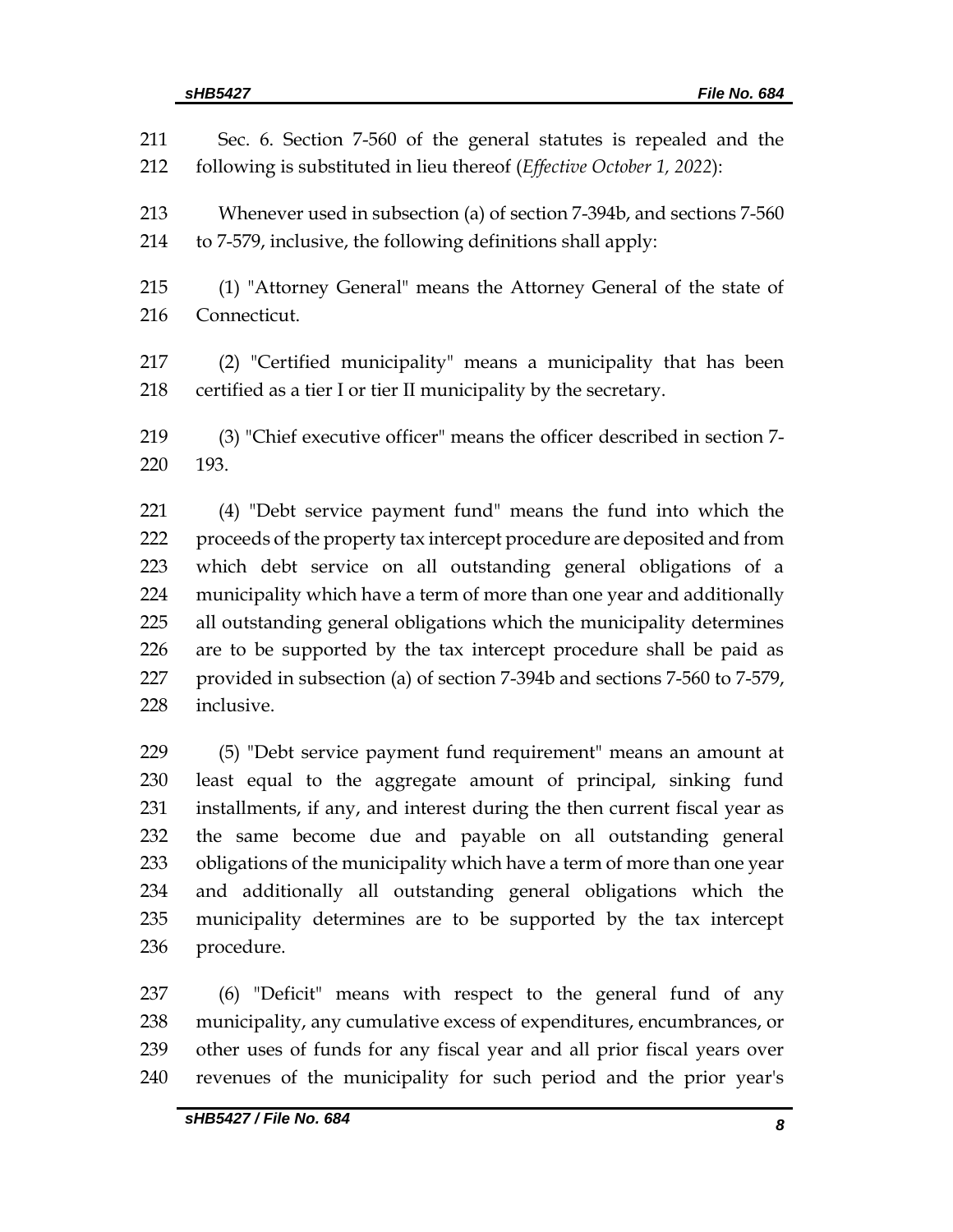Sec. 6. Section 7-560 of the general statutes is repealed and the following is substituted in lieu thereof (*Effective October 1, 2022*):

Whenever used in subsection (a) of section 7-394b, and sections 7-560 to 7-579, inclusive, the following definitions shall apply:

(1) "Attorney General" means the Attorney General of the state of Connecticut.

(2) "Certified municipality" means a municipality that has been certified as a tier I or tier II municipality by the secretary.

(3) "Chief executive officer" means the officer described in section 7-193.

(4) "Debt service payment fund" means the fund into which the proceeds of the property tax intercept procedure are deposited and from which debt service on all outstanding general obligations of a municipality which have a term of more than one year and additionally all outstanding general obligations which the municipality determines are to be supported by the tax intercept procedure shall be paid as provided in subsection (a) of section 7-394b and sections 7-560 to 7-579, inclusive.

(5) "Debt service payment fund requirement" means an amount at least equal to the aggregate amount of principal, sinking fund installments, if any, and interest during the then current fiscal year as the same become due and payable on all outstanding general obligations of the municipality which have a term of more than one year and additionally all outstanding general obligations which the municipality determines are to be supported by the tax intercept procedure.

(6) "Deficit" means with respect to the general fund of any municipality, any cumulative excess of expenditures, encumbrances, or other uses of funds for any fiscal year and all prior fiscal years over revenues of the municipality for such period and the prior year's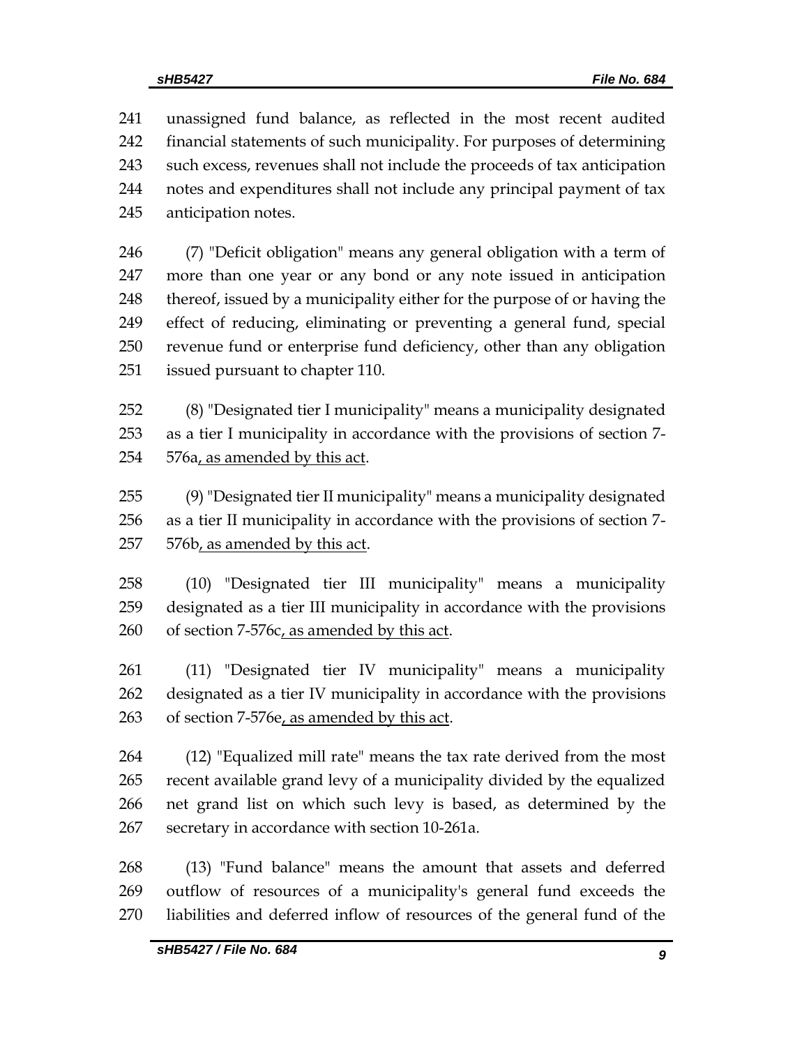unassigned fund balance, as reflected in the most recent audited financial statements of such municipality. For purposes of determining such excess, revenues shall not include the proceeds of tax anticipation notes and expenditures shall not include any principal payment of tax anticipation notes.

(7) "Deficit obligation" means any general obligation with a term of more than one year or any bond or any note issued in anticipation thereof, issued by a municipality either for the purpose of or having the effect of reducing, eliminating or preventing a general fund, special revenue fund or enterprise fund deficiency, other than any obligation issued pursuant to chapter 110.

(8) "Designated tier I municipality" means a municipality designated as a tier I municipality in accordance with the provisions of section 7-576a, as amended by this act.

(9) "Designated tier II municipality" means a municipality designated as a tier II municipality in accordance with the provisions of section 7-576b, as amended by this act.

(10) "Designated tier III municipality" means a municipality designated as a tier III municipality in accordance with the provisions of section 7-576c, as amended by this act.

(11) "Designated tier IV municipality" means a municipality designated as a tier IV municipality in accordance with the provisions of section 7-576e, as amended by this act.

(12) "Equalized mill rate" means the tax rate derived from the most recent available grand levy of a municipality divided by the equalized net grand list on which such levy is based, as determined by the secretary in accordance with section 10-261a.

(13) "Fund balance" means the amount that assets and deferred outflow of resources of a municipality's general fund exceeds the liabilities and deferred inflow of resources of the general fund of the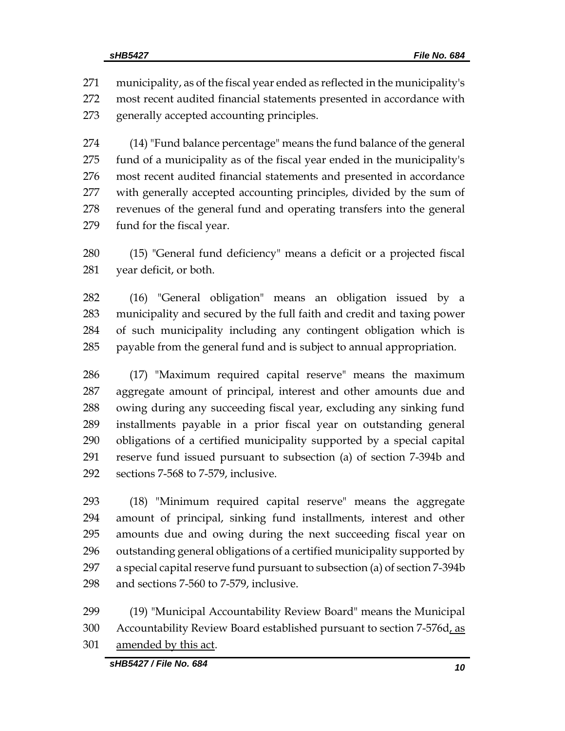municipality, as of the fiscal year ended as reflected in the municipality's most recent audited financial statements presented in accordance with generally accepted accounting principles.

(14) "Fund balance percentage" means the fund balance of the general fund of a municipality as of the fiscal year ended in the municipality's most recent audited financial statements and presented in accordance with generally accepted accounting principles, divided by the sum of revenues of the general fund and operating transfers into the general fund for the fiscal year.

(15) "General fund deficiency" means a deficit or a projected fiscal year deficit, or both.

(16) "General obligation" means an obligation issued by a municipality and secured by the full faith and credit and taxing power of such municipality including any contingent obligation which is payable from the general fund and is subject to annual appropriation.

(17) "Maximum required capital reserve" means the maximum aggregate amount of principal, interest and other amounts due and owing during any succeeding fiscal year, excluding any sinking fund installments payable in a prior fiscal year on outstanding general obligations of a certified municipality supported by a special capital reserve fund issued pursuant to subsection (a) of section 7-394b and sections 7-568 to 7-579, inclusive.

(18) "Minimum required capital reserve" means the aggregate amount of principal, sinking fund installments, interest and other amounts due and owing during the next succeeding fiscal year on outstanding general obligations of a certified municipality supported by a special capital reserve fund pursuant to subsection (a) of section 7-394b and sections 7-560 to 7-579, inclusive.

(19) "Municipal Accountability Review Board" means the Municipal Accountability Review Board established pursuant to section 7-576d, as amended by this act.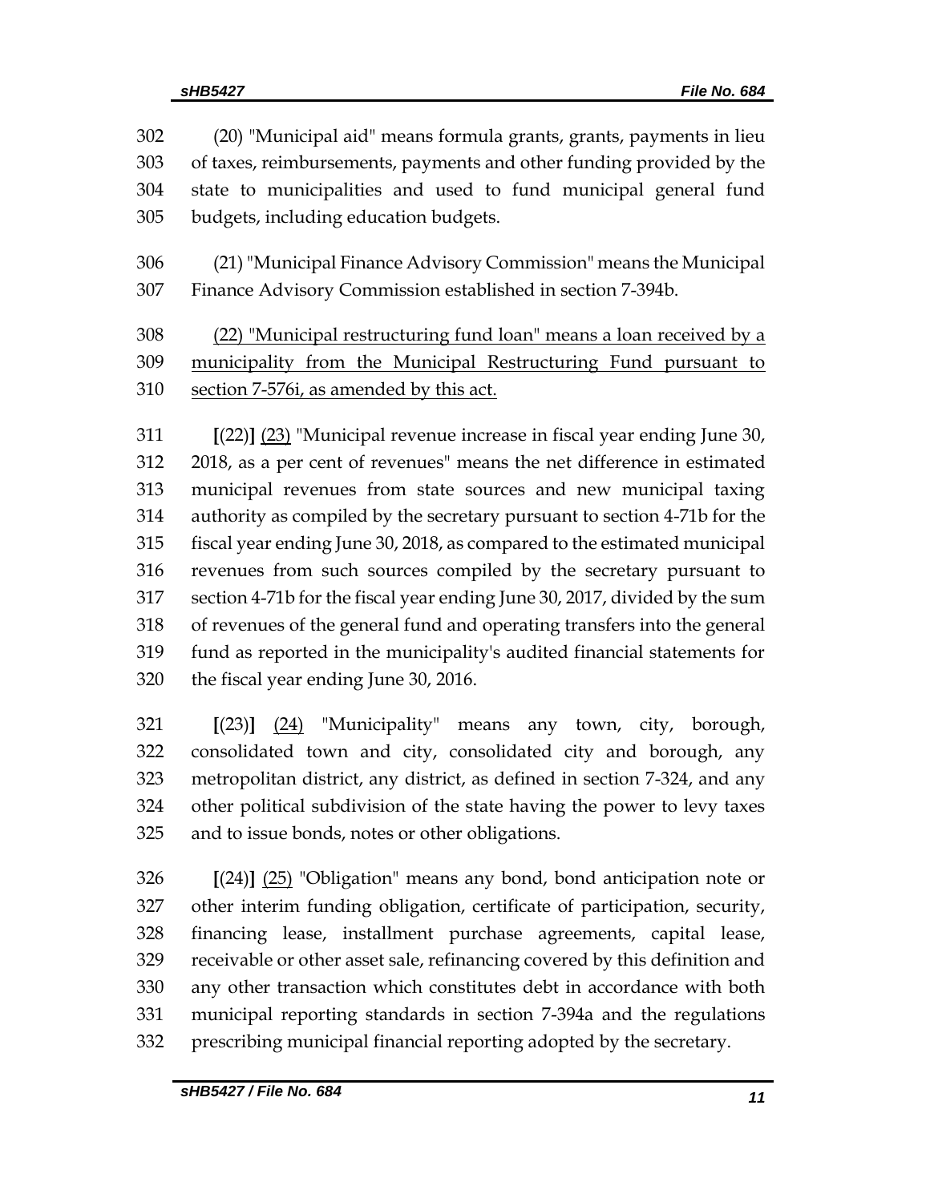302 (20) "Municipal aid" means formula grants, grants, payments in lieu
303 of taxes, reimbursements, payments and other funding provided by the
304 state to municipalities and used to fund municipal general fund
305 budgets, including education budgets.

306 (21) "Municipal Finance Advisory Commission" means the Municipal
307 Finance Advisory Commission established in section 7-394b.

308 <u>(22) "Municipal restructuring fund loan" means a loan received by a</u>
309 <u>municipality from the Municipal Restructuring Fund pursuant to</u>
310 <u>section 7-576i, as amended by this act.</u>

311 **[**(22)**]** <u>(23)</u> "Municipal revenue increase in fiscal year ending June 30,
312 2018, as a per cent of revenues" means the net difference in estimated
313 municipal revenues from state sources and new municipal taxing
314 authority as compiled by the secretary pursuant to section 4-71b for the
315 fiscal year ending June 30, 2018, as compared to the estimated municipal
316 revenues from such sources compiled by the secretary pursuant to
317 section 4-71b for the fiscal year ending June 30, 2017, divided by the sum
318 of revenues of the general fund and operating transfers into the general
319 fund as reported in the municipality's audited financial statements for
320 the fiscal year ending June 30, 2016.

321 **[**(23)**]** <u>(24)</u> "Municipality" means any town, city, borough,
322 consolidated town and city, consolidated city and borough, any
323 metropolitan district, any district, as defined in section 7-324, and any
324 other political subdivision of the state having the power to levy taxes
325 and to issue bonds, notes or other obligations.

326 **[**(24)**]** <u>(25)</u> "Obligation" means any bond, bond anticipation note or
327 other interim funding obligation, certificate of participation, security,
328 financing lease, installment purchase agreements, capital lease,
329 receivable or other asset sale, refinancing covered by this definition and
330 any other transaction which constitutes debt in accordance with both
331 municipal reporting standards in section 7-394a and the regulations
332 prescribing municipal financial reporting adopted by the secretary.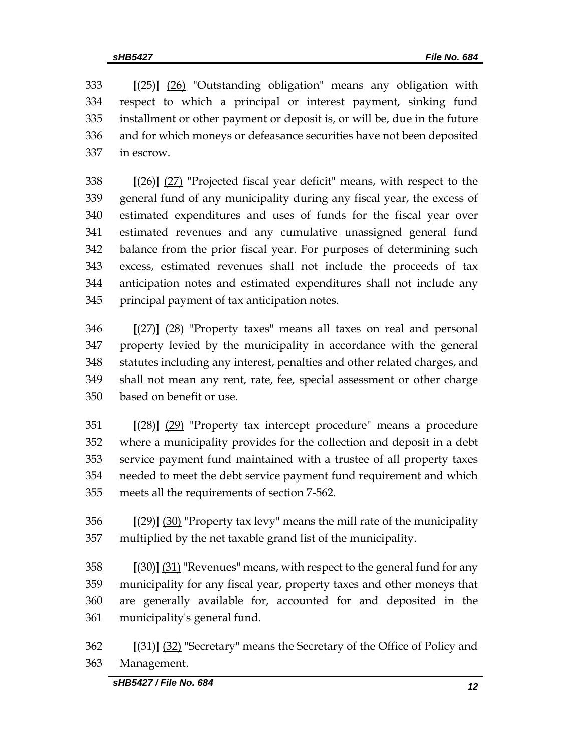[(25)] <u>(26)</u> "Outstanding obligation" means any obligation with respect to which a principal or interest payment, sinking fund installment or other payment or deposit is, or will be, due in the future and for which moneys or defeasance securities have not been deposited in escrow.

[(26)] <u>(27)</u> "Projected fiscal year deficit" means, with respect to the general fund of any municipality during any fiscal year, the excess of estimated expenditures and uses of funds for the fiscal year over estimated revenues and any cumulative unassigned general fund balance from the prior fiscal year. For purposes of determining such excess, estimated revenues shall not include the proceeds of tax anticipation notes and estimated expenditures shall not include any principal payment of tax anticipation notes.

[(27)] <u>(28)</u> "Property taxes" means all taxes on real and personal property levied by the municipality in accordance with the general statutes including any interest, penalties and other related charges, and shall not mean any rent, rate, fee, special assessment or other charge based on benefit or use.

[(28)] <u>(29)</u> "Property tax intercept procedure" means a procedure where a municipality provides for the collection and deposit in a debt service payment fund maintained with a trustee of all property taxes needed to meet the debt service payment fund requirement and which meets all the requirements of section 7-562.

[(29)] <u>(30)</u> "Property tax levy" means the mill rate of the municipality multiplied by the net taxable grand list of the municipality.

[(30)] <u>(31)</u> "Revenues" means, with respect to the general fund for any municipality for any fiscal year, property taxes and other moneys that are generally available for, accounted for and deposited in the municipality's general fund.

[(31)] <u>(32)</u> "Secretary" means the Secretary of the Office of Policy and Management.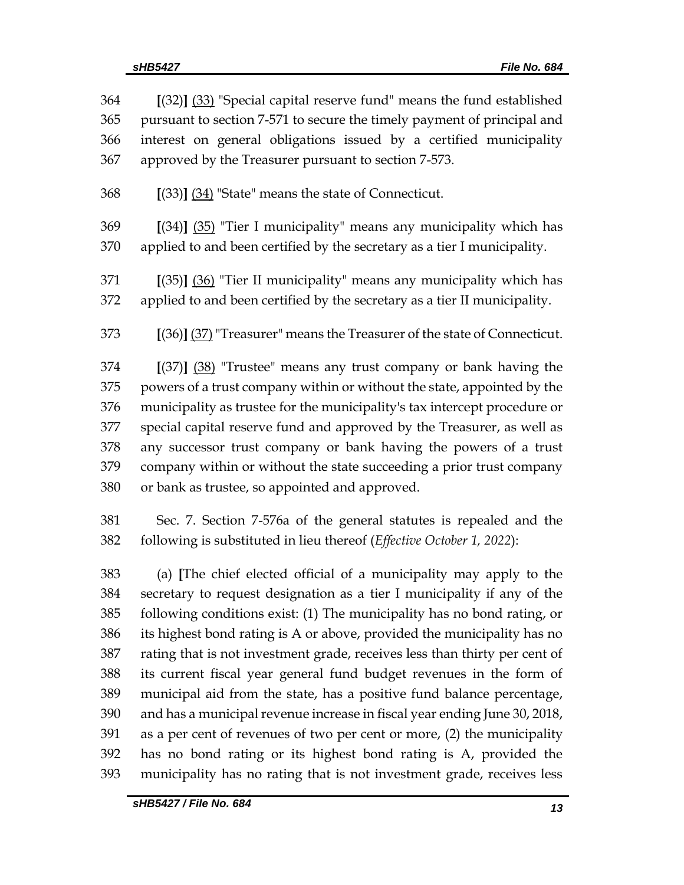[(32)] (33) "Special capital reserve fund" means the fund established pursuant to section 7-571 to secure the timely payment of principal and interest on general obligations issued by a certified municipality approved by the Treasurer pursuant to section 7-573.

[(33)] (34) "State" means the state of Connecticut.

[(34)] (35) "Tier I municipality" means any municipality which has applied to and been certified by the secretary as a tier I municipality.

[(35)] (36) "Tier II municipality" means any municipality which has applied to and been certified by the secretary as a tier II municipality.

[(36)] (37) "Treasurer" means the Treasurer of the state of Connecticut.

[(37)] (38) "Trustee" means any trust company or bank having the powers of a trust company within or without the state, appointed by the municipality as trustee for the municipality's tax intercept procedure or special capital reserve fund and approved by the Treasurer, as well as any successor trust company or bank having the powers of a trust company within or without the state succeeding a prior trust company or bank as trustee, so appointed and approved.

Sec. 7. Section 7-576a of the general statutes is repealed and the following is substituted in lieu thereof (*Effective October 1, 2022*):

(a) [The chief elected official of a municipality may apply to the secretary to request designation as a tier I municipality if any of the following conditions exist: (1) The municipality has no bond rating, or its highest bond rating is A or above, provided the municipality has no rating that is not investment grade, receives less than thirty per cent of its current fiscal year general fund budget revenues in the form of municipal aid from the state, has a positive fund balance percentage, and has a municipal revenue increase in fiscal year ending June 30, 2018, as a per cent of revenues of two per cent or more, (2) the municipality has no bond rating or its highest bond rating is A, provided the municipality has no rating that is not investment grade, receives less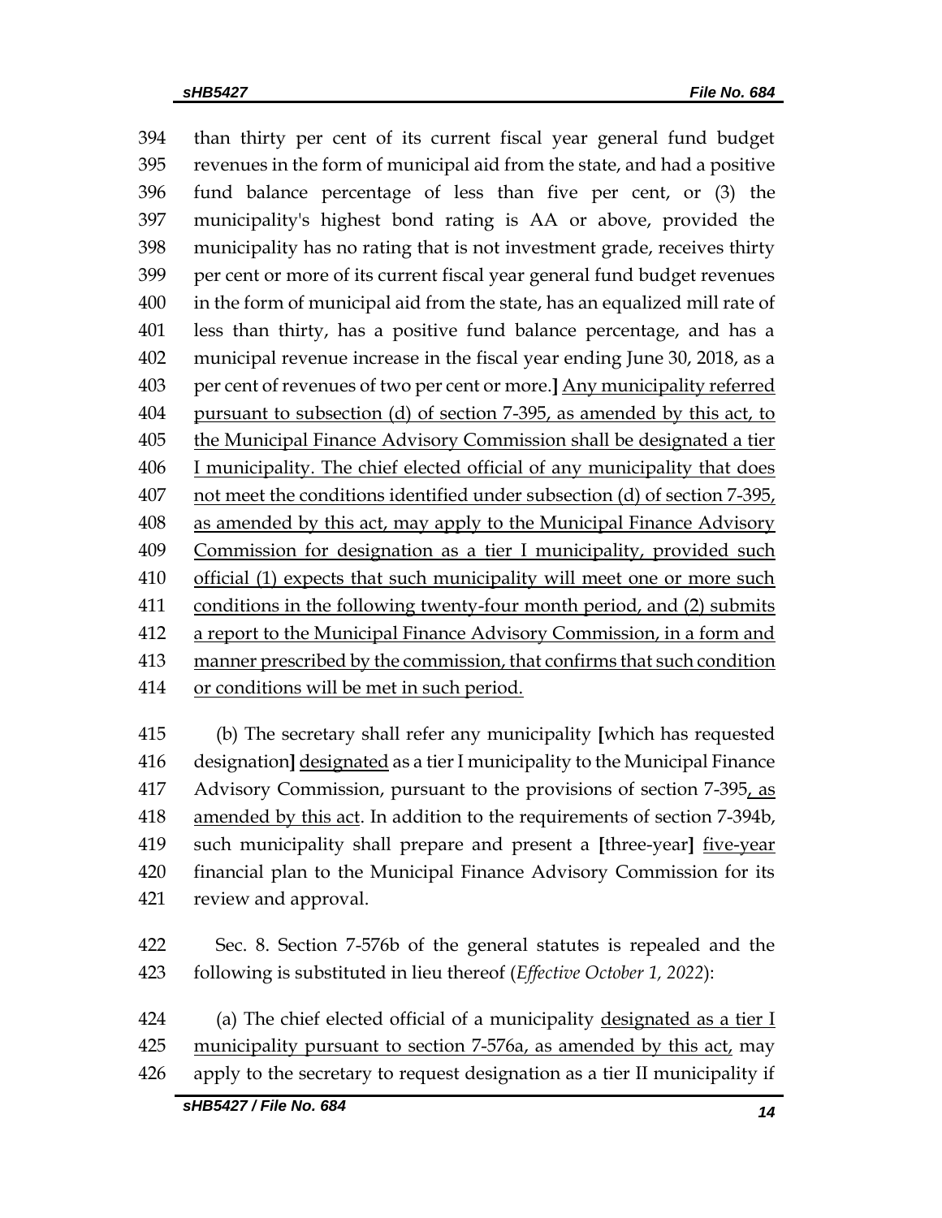394 than thirty per cent of its current fiscal year general fund budget
395 revenues in the form of municipal aid from the state, and had a positive
396 fund balance percentage of less than five per cent, or (3) the
397 municipality's highest bond rating is AA or above, provided the
398 municipality has no rating that is not investment grade, receives thirty
399 per cent or more of its current fiscal year general fund budget revenues
400 in the form of municipal aid from the state, has an equalized mill rate of
401 less than thirty, has a positive fund balance percentage, and has a
402 municipal revenue increase in the fiscal year ending June 30, 2018, as a
403 per cent of revenues of two per cent or more.**]** <u>Any municipality referred</u>
404 <u>pursuant to subsection (d) of section 7-395, as amended by this act, to</u>
405 <u>the Municipal Finance Advisory Commission shall be designated a tier</u>
406 <u>I municipality. The chief elected official of any municipality that does</u>
407 <u>not meet the conditions identified under subsection (d) of section 7-395,</u>
408 <u>as amended by this act, may apply to the Municipal Finance Advisory</u>
409 <u>Commission for designation as a tier I municipality, provided such</u>
410 <u>official (1) expects that such municipality will meet one or more such</u>
411 <u>conditions in the following twenty-four month period, and (2) submits</u>
412 <u>a report to the Municipal Finance Advisory Commission, in a form and</u>
413 <u>manner prescribed by the commission, that confirms that such condition</u>
414 <u>or conditions will be met in such period.</u>

415 (b) The secretary shall refer any municipality **[**which has requested
416 designation**]** <u>designated</u> as a tier I municipality to the Municipal Finance
417 Advisory Commission, pursuant to the provisions of section 7-395<u>, as</u>
418 <u>amended by this act</u>. In addition to the requirements of section 7-394b,
419 such municipality shall prepare and present a **[**three-year**]** <u>five-year</u>
420 financial plan to the Municipal Finance Advisory Commission for its
421 review and approval.

422 Sec. 8. Section 7-576b of the general statutes is repealed and the
423 following is substituted in lieu thereof (*Effective October 1, 2022*):

424 (a) The chief elected official of a municipality <u>designated as a tier I</u>
425 <u>municipality pursuant to section 7-576a, as amended by this act,</u> may
426 apply to the secretary to request designation as a tier II municipality if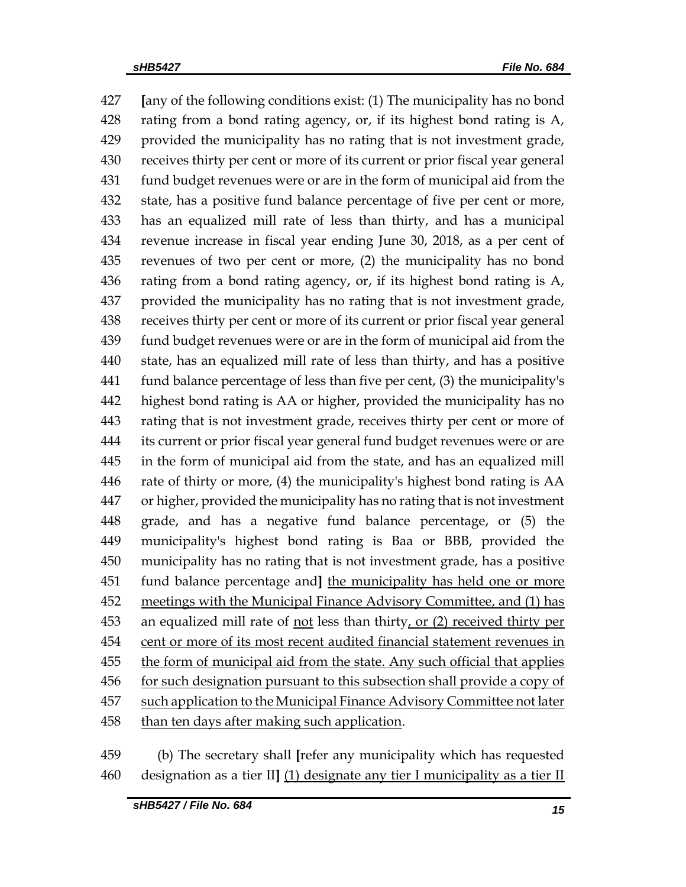[any of the following conditions exist: (1) The municipality has no bond rating from a bond rating agency, or, if its highest bond rating is A, provided the municipality has no rating that is not investment grade, receives thirty per cent or more of its current or prior fiscal year general fund budget revenues were or are in the form of municipal aid from the state, has a positive fund balance percentage of five per cent or more, has an equalized mill rate of less than thirty, and has a municipal revenue increase in fiscal year ending June 30, 2018, as a per cent of revenues of two per cent or more, (2) the municipality has no bond rating from a bond rating agency, or, if its highest bond rating is A, provided the municipality has no rating that is not investment grade, receives thirty per cent or more of its current or prior fiscal year general fund budget revenues were or are in the form of municipal aid from the state, has an equalized mill rate of less than thirty, and has a positive fund balance percentage of less than five per cent, (3) the municipality's highest bond rating is AA or higher, provided the municipality has no rating that is not investment grade, receives thirty per cent or more of its current or prior fiscal year general fund budget revenues were or are in the form of municipal aid from the state, and has an equalized mill rate of thirty or more, (4) the municipality's highest bond rating is AA or higher, provided the municipality has no rating that is not investment grade, and has a negative fund balance percentage, or (5) the municipality's highest bond rating is Baa or BBB, provided the municipality has no rating that is not investment grade, has a positive fund balance percentage and] <u>the municipality has held one or more meetings with the Municipal Finance Advisory Committee, and (1) has</u> an equalized mill rate of <u>not</u> less than thirty<u>, or (2) received thirty per cent or more of its most recent audited financial statement revenues in the form of municipal aid from the state. Any such official that applies for such designation pursuant to this subsection shall provide a copy of such application to the Municipal Finance Advisory Committee not later than ten days after making such application</u>.

(b) The secretary shall [refer any municipality which has requested designation as a tier II] <u>(1) designate any tier I municipality as a tier II</u>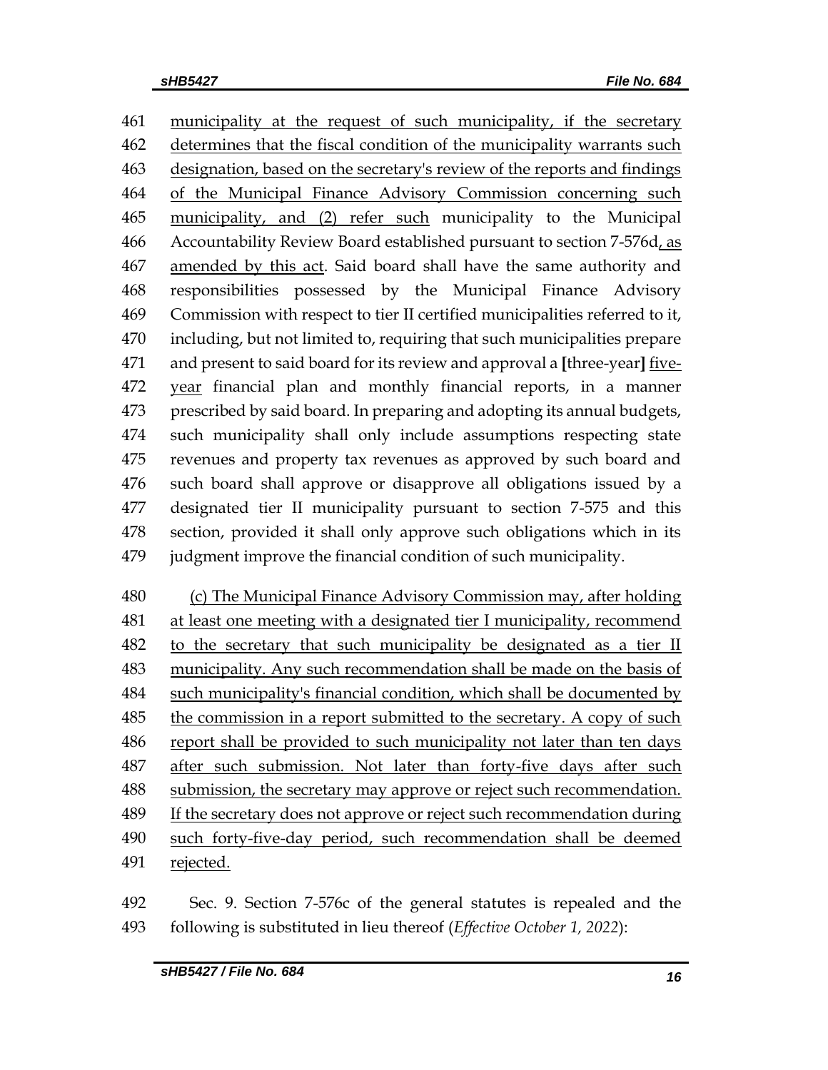461 municipality at the request of such municipality, if the secretary
462 determines that the fiscal condition of the municipality warrants such
463 designation, based on the secretary's review of the reports and findings
464 of the Municipal Finance Advisory Commission concerning such
465 municipality, and (2) refer such municipality to the Municipal
466 Accountability Review Board established pursuant to section 7-576d, as
467 amended by this act. Said board shall have the same authority and
468 responsibilities possessed by the Municipal Finance Advisory
469 Commission with respect to tier II certified municipalities referred to it,
470 including, but not limited to, requiring that such municipalities prepare
471 and present to said board for its review and approval a **[**three-year**]** five-
472 year financial plan and monthly financial reports, in a manner
473 prescribed by said board. In preparing and adopting its annual budgets,
474 such municipality shall only include assumptions respecting state
475 revenues and property tax revenues as approved by such board and
476 such board shall approve or disapprove all obligations issued by a
477 designated tier II municipality pursuant to section 7-575 and this
478 section, provided it shall only approve such obligations which in its
479 judgment improve the financial condition of such municipality.

480 (c) The Municipal Finance Advisory Commission may, after holding
481 at least one meeting with a designated tier I municipality, recommend
482 to the secretary that such municipality be designated as a tier II
483 municipality. Any such recommendation shall be made on the basis of
484 such municipality's financial condition, which shall be documented by
485 the commission in a report submitted to the secretary. A copy of such
486 report shall be provided to such municipality not later than ten days
487 after such submission. Not later than forty-five days after such
488 submission, the secretary may approve or reject such recommendation.
489 If the secretary does not approve or reject such recommendation during
490 such forty-five-day period, such recommendation shall be deemed
491 rejected.

492 Sec. 9. Section 7-576c of the general statutes is repealed and the
493 following is substituted in lieu thereof (*Effective October 1, 2022*):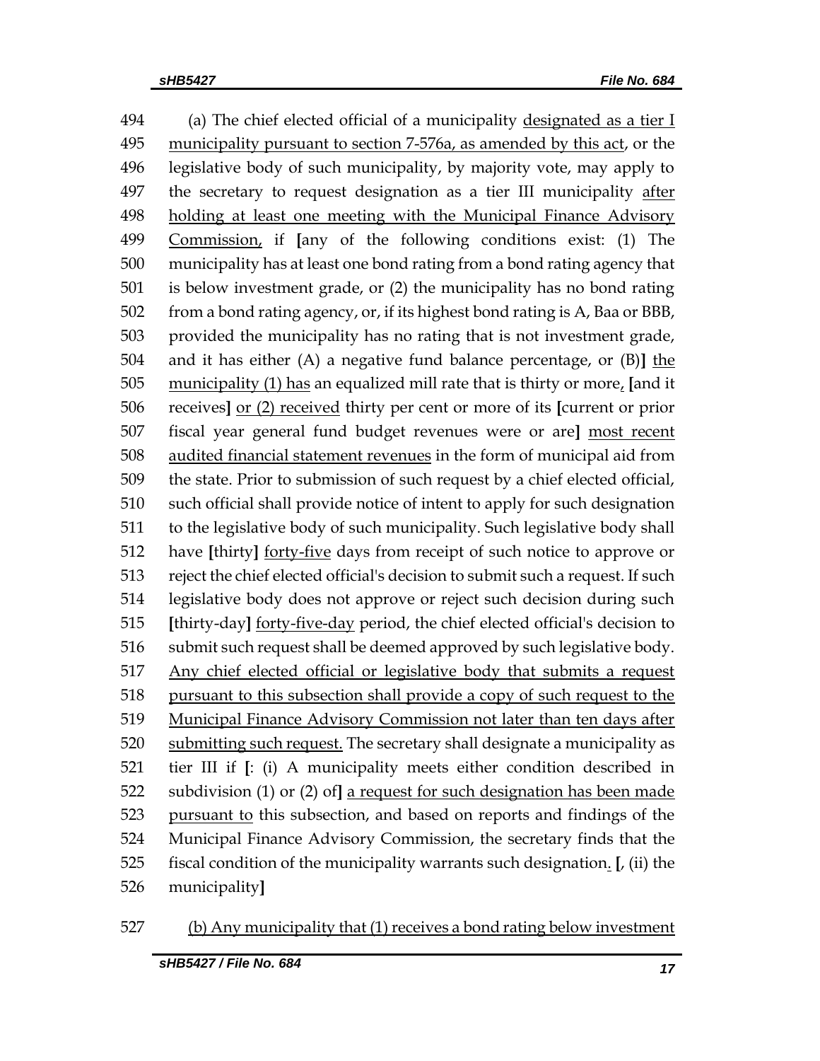494 (a) The chief elected official of a municipality designated as a tier I
495 municipality pursuant to section 7-576a, as amended by this act, or the
496 legislative body of such municipality, by majority vote, may apply to
497 the secretary to request designation as a tier III municipality after
498 holding at least one meeting with the Municipal Finance Advisory
499 Commission, if [any of the following conditions exist: (1) The
500 municipality has at least one bond rating from a bond rating agency that
501 is below investment grade, or (2) the municipality has no bond rating
502 from a bond rating agency, or, if its highest bond rating is A, Baa or BBB,
503 provided the municipality has no rating that is not investment grade,
504 and it has either (A) a negative fund balance percentage, or (B)] the
505 municipality (1) has an equalized mill rate that is thirty or more, [and it
506 receives] or (2) received thirty per cent or more of its [current or prior
507 fiscal year general fund budget revenues were or are] most recent
508 audited financial statement revenues in the form of municipal aid from
509 the state. Prior to submission of such request by a chief elected official,
510 such official shall provide notice of intent to apply for such designation
511 to the legislative body of such municipality. Such legislative body shall
512 have [thirty] forty-five days from receipt of such notice to approve or
513 reject the chief elected official's decision to submit such a request. If such
514 legislative body does not approve or reject such decision during such
515 [thirty-day] forty-five-day period, the chief elected official's decision to
516 submit such request shall be deemed approved by such legislative body.
517 Any chief elected official or legislative body that submits a request
518 pursuant to this subsection shall provide a copy of such request to the
519 Municipal Finance Advisory Commission not later than ten days after
520 submitting such request. The secretary shall designate a municipality as
521 tier III if [: (i) A municipality meets either condition described in
522 subdivision (1) or (2) of] a request for such designation has been made
523 pursuant to this subsection, and based on reports and findings of the
524 Municipal Finance Advisory Commission, the secretary finds that the
525 fiscal condition of the municipality warrants such designation. [, (ii) the
526 municipality]

527 (b) Any municipality that (1) receives a bond rating below investment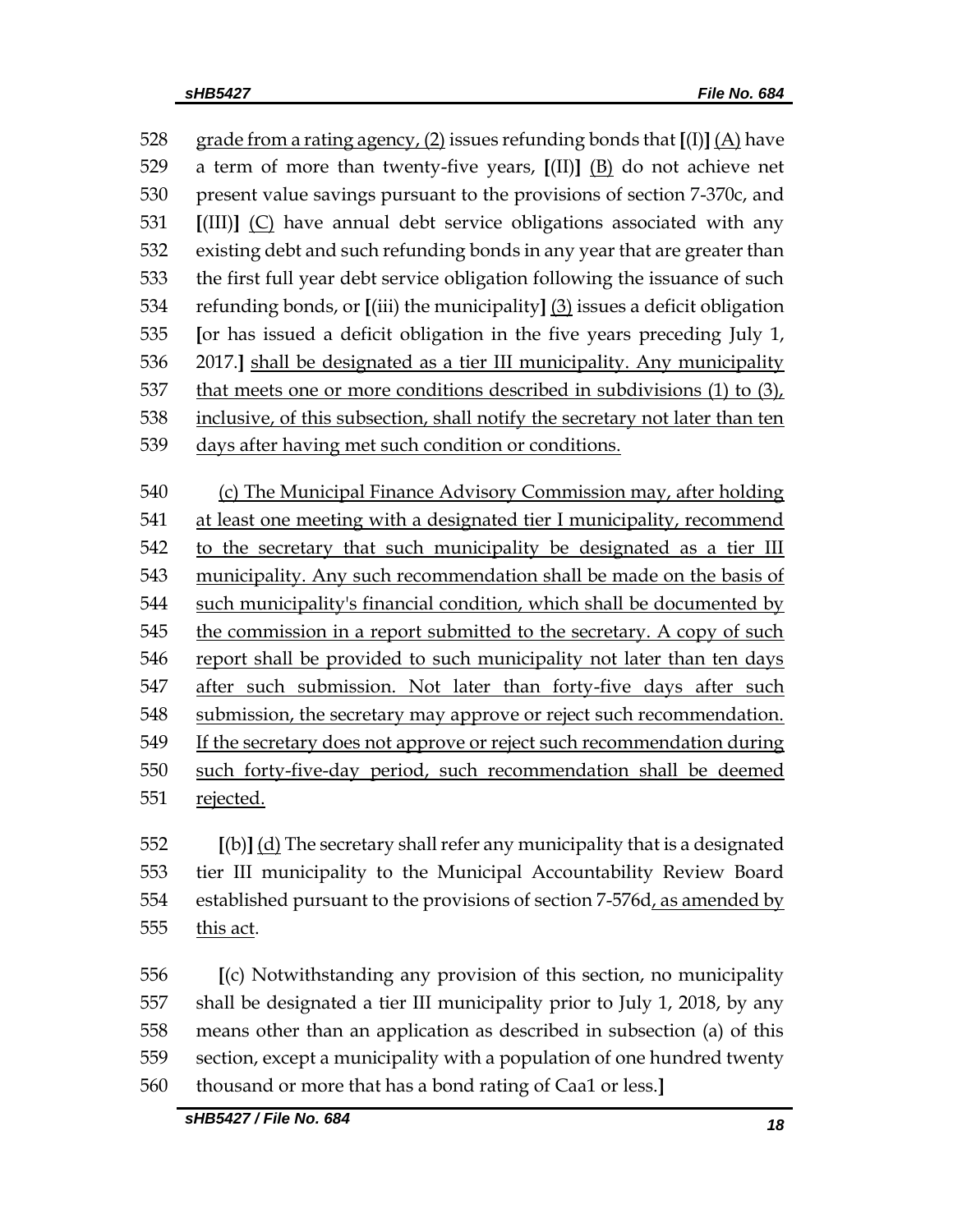grade from a rating agency, (2) issues refunding bonds that [(I)] (A) have a term of more than twenty-five years, [(II)] (B) do not achieve net present value savings pursuant to the provisions of section 7-370c, and [(III)] (C) have annual debt service obligations associated with any existing debt and such refunding bonds in any year that are greater than the first full year debt service obligation following the issuance of such refunding bonds, or [(iii) the municipality] (3) issues a deficit obligation [or has issued a deficit obligation in the five years preceding July 1, 2017.] shall be designated as a tier III municipality. Any municipality that meets one or more conditions described in subdivisions (1) to (3), inclusive, of this subsection, shall notify the secretary not later than ten days after having met such condition or conditions.

(c) The Municipal Finance Advisory Commission may, after holding at least one meeting with a designated tier I municipality, recommend to the secretary that such municipality be designated as a tier III municipality. Any such recommendation shall be made on the basis of such municipality's financial condition, which shall be documented by the commission in a report submitted to the secretary. A copy of such report shall be provided to such municipality not later than ten days after such submission. Not later than forty-five days after such submission, the secretary may approve or reject such recommendation. If the secretary does not approve or reject such recommendation during such forty-five-day period, such recommendation shall be deemed rejected.

[(b)] (d) The secretary shall refer any municipality that is a designated tier III municipality to the Municipal Accountability Review Board established pursuant to the provisions of section 7-576d, as amended by this act.

[(c) Notwithstanding any provision of this section, no municipality shall be designated a tier III municipality prior to July 1, 2018, by any means other than an application as described in subsection (a) of this section, except a municipality with a population of one hundred twenty thousand or more that has a bond rating of Caa1 or less.]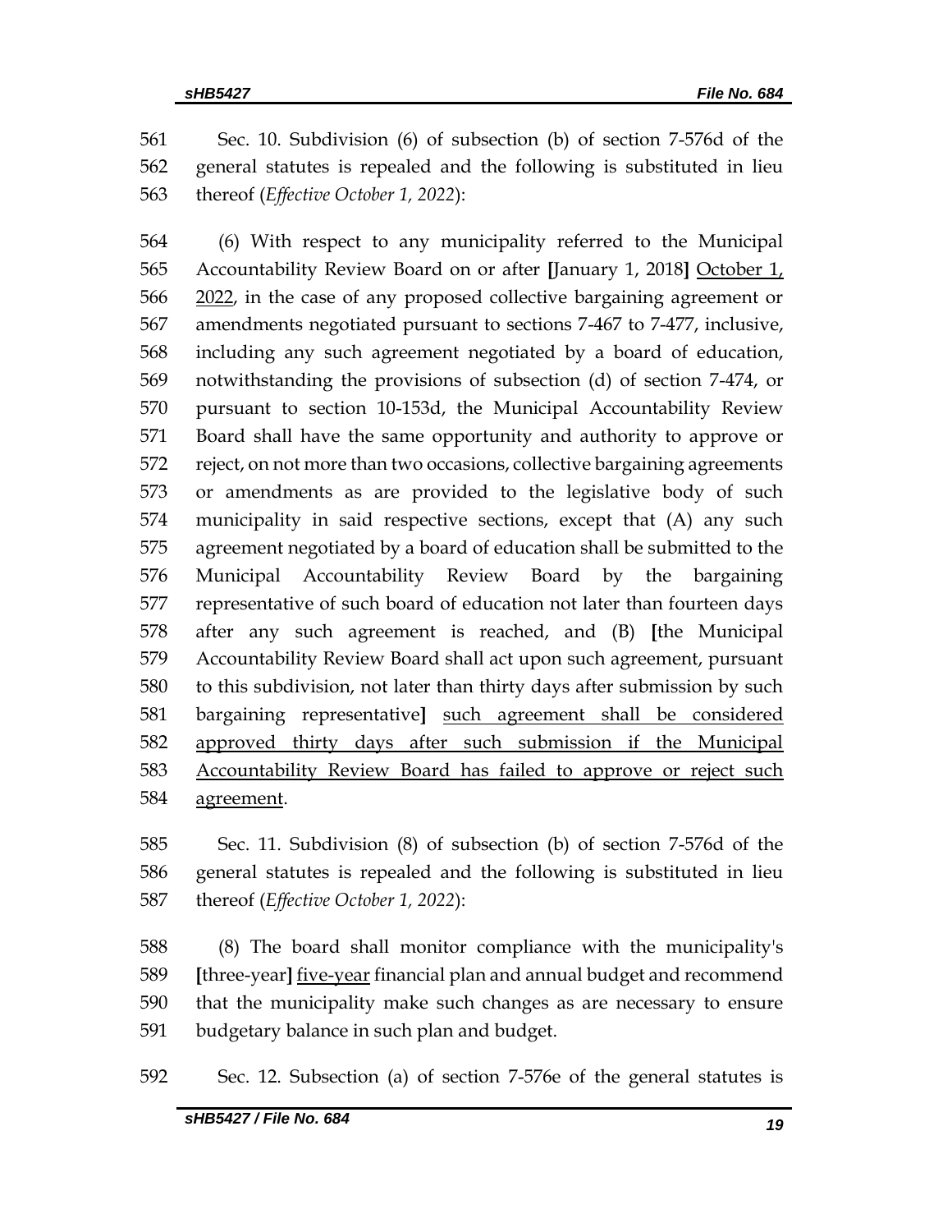Sec. 10. Subdivision (6) of subsection (b) of section 7-576d of the general statutes is repealed and the following is substituted in lieu thereof (*Effective October 1, 2022*):

(6) With respect to any municipality referred to the Municipal Accountability Review Board on or after [January 1, 2018] <u>October 1, 2022</u>, in the case of any proposed collective bargaining agreement or amendments negotiated pursuant to sections 7-467 to 7-477, inclusive, including any such agreement negotiated by a board of education, notwithstanding the provisions of subsection (d) of section 7-474, or pursuant to section 10-153d, the Municipal Accountability Review Board shall have the same opportunity and authority to approve or reject, on not more than two occasions, collective bargaining agreements or amendments as are provided to the legislative body of such municipality in said respective sections, except that (A) any such agreement negotiated by a board of education shall be submitted to the Municipal Accountability Review Board by the bargaining representative of such board of education not later than fourteen days after any such agreement is reached, and (B) [the Municipal Accountability Review Board shall act upon such agreement, pursuant to this subdivision, not later than thirty days after submission by such bargaining representative] <u>such agreement shall be considered approved thirty days after such submission if the Municipal Accountability Review Board has failed to approve or reject such agreement</u>.

Sec. 11. Subdivision (8) of subsection (b) of section 7-576d of the general statutes is repealed and the following is substituted in lieu thereof (*Effective October 1, 2022*):

(8) The board shall monitor compliance with the municipality's [three-year] <u>five-year</u> financial plan and annual budget and recommend that the municipality make such changes as are necessary to ensure budgetary balance in such plan and budget.

Sec. 12. Subsection (a) of section 7-576e of the general statutes is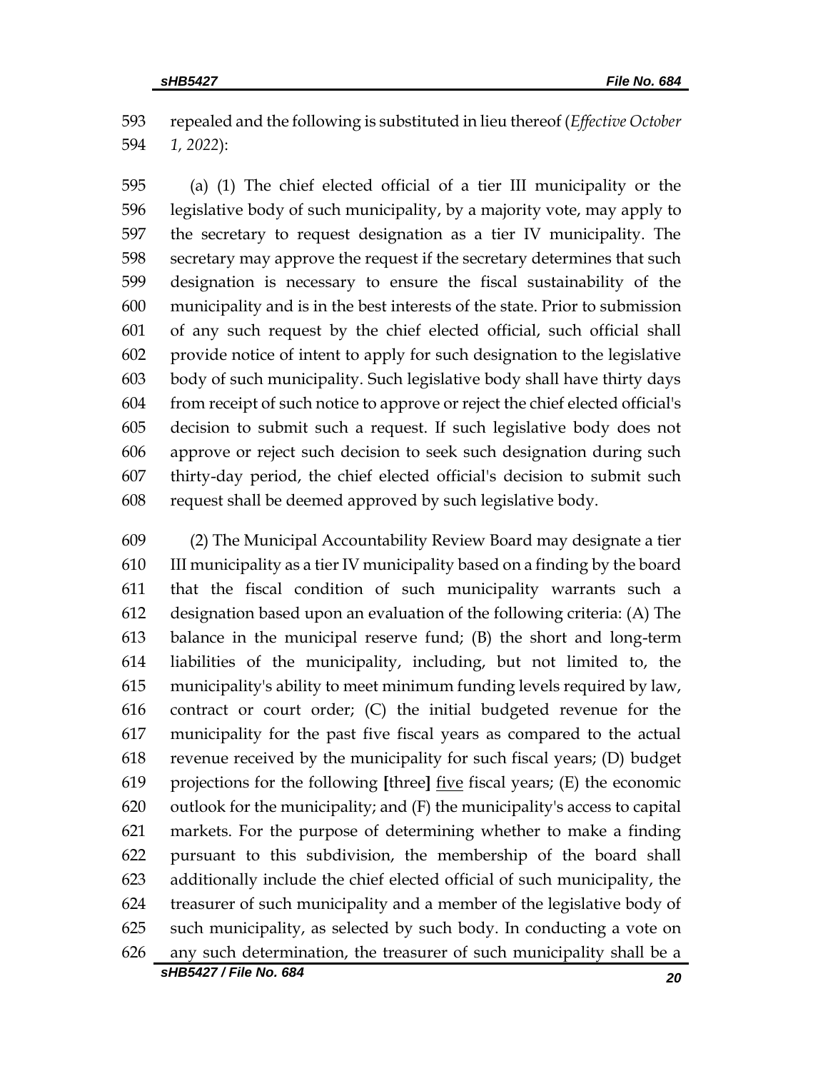repealed and the following is substituted in lieu thereof (*Effective October 1, 2022*):

(a) (1) The chief elected official of a tier III municipality or the legislative body of such municipality, by a majority vote, may apply to the secretary to request designation as a tier IV municipality. The secretary may approve the request if the secretary determines that such designation is necessary to ensure the fiscal sustainability of the municipality and is in the best interests of the state. Prior to submission of any such request by the chief elected official, such official shall provide notice of intent to apply for such designation to the legislative body of such municipality. Such legislative body shall have thirty days from receipt of such notice to approve or reject the chief elected official's decision to submit such a request. If such legislative body does not approve or reject such decision to seek such designation during such thirty-day period, the chief elected official's decision to submit such request shall be deemed approved by such legislative body.

(2) The Municipal Accountability Review Board may designate a tier III municipality as a tier IV municipality based on a finding by the board that the fiscal condition of such municipality warrants such a designation based upon an evaluation of the following criteria: (A) The balance in the municipal reserve fund; (B) the short and long-term liabilities of the municipality, including, but not limited to, the municipality's ability to meet minimum funding levels required by law, contract or court order; (C) the initial budgeted revenue for the municipality for the past five fiscal years as compared to the actual revenue received by the municipality for such fiscal years; (D) budget projections for the following **[**three**]** <u>five</u> fiscal years; (E) the economic outlook for the municipality; and (F) the municipality's access to capital markets. For the purpose of determining whether to make a finding pursuant to this subdivision, the membership of the board shall additionally include the chief elected official of such municipality, the treasurer of such municipality and a member of the legislative body of such municipality, as selected by such body. In conducting a vote on any such determination, the treasurer of such municipality shall be a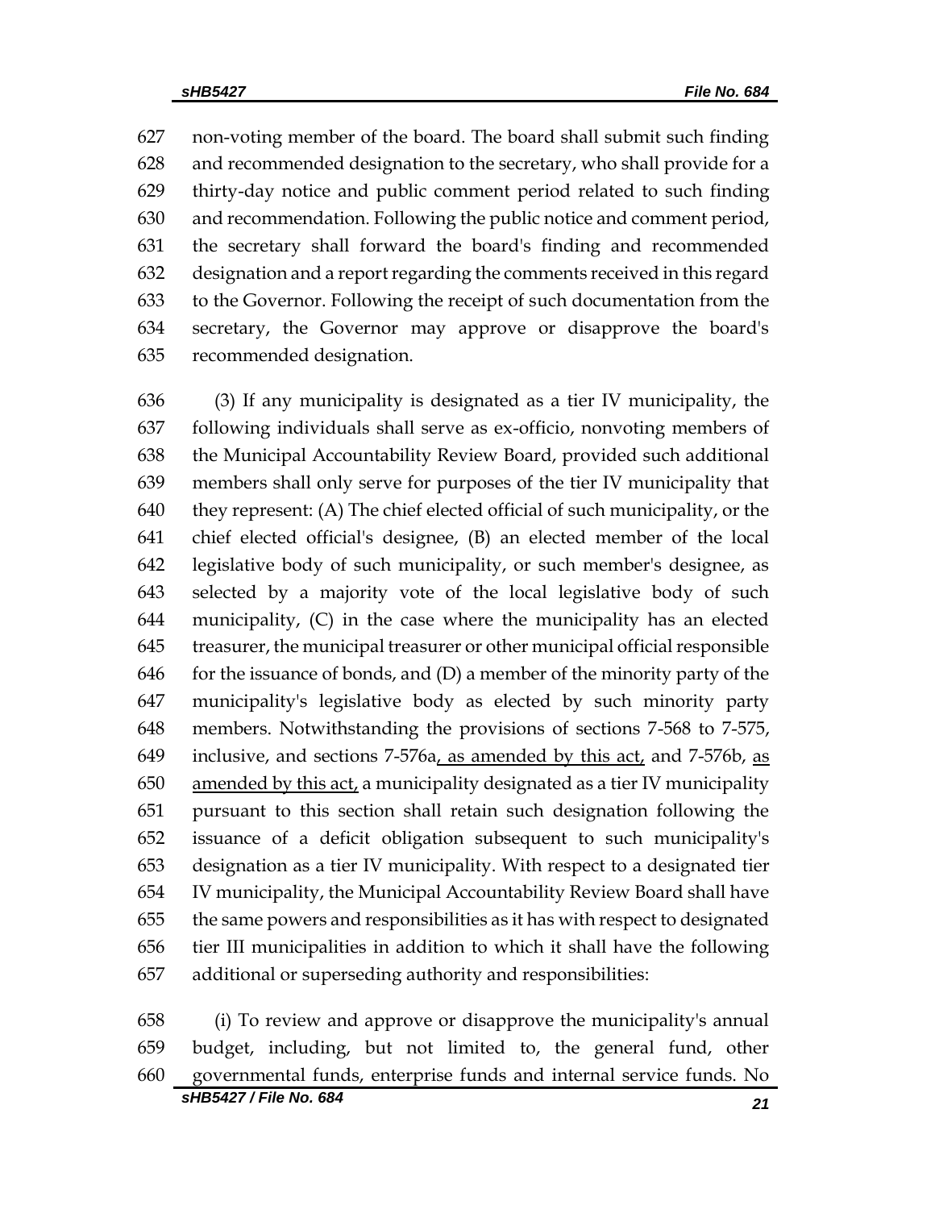non-voting member of the board. The board shall submit such finding and recommended designation to the secretary, who shall provide for a thirty-day notice and public comment period related to such finding and recommendation. Following the public notice and comment period, the secretary shall forward the board's finding and recommended designation and a report regarding the comments received in this regard to the Governor. Following the receipt of such documentation from the secretary, the Governor may approve or disapprove the board's recommended designation.

(3) If any municipality is designated as a tier IV municipality, the following individuals shall serve as ex-officio, nonvoting members of the Municipal Accountability Review Board, provided such additional members shall only serve for purposes of the tier IV municipality that they represent: (A) The chief elected official of such municipality, or the chief elected official's designee, (B) an elected member of the local legislative body of such municipality, or such member's designee, as selected by a majority vote of the local legislative body of such municipality, (C) in the case where the municipality has an elected treasurer, the municipal treasurer or other municipal official responsible for the issuance of bonds, and (D) a member of the minority party of the municipality's legislative body as elected by such minority party members. Notwithstanding the provisions of sections 7-568 to 7-575, inclusive, and sections 7-576a, as amended by this act, and 7-576b, as amended by this act, a municipality designated as a tier IV municipality pursuant to this section shall retain such designation following the issuance of a deficit obligation subsequent to such municipality's designation as a tier IV municipality. With respect to a designated tier IV municipality, the Municipal Accountability Review Board shall have the same powers and responsibilities as it has with respect to designated tier III municipalities in addition to which it shall have the following additional or superseding authority and responsibilities:

(i) To review and approve or disapprove the municipality's annual budget, including, but not limited to, the general fund, other governmental funds, enterprise funds and internal service funds. No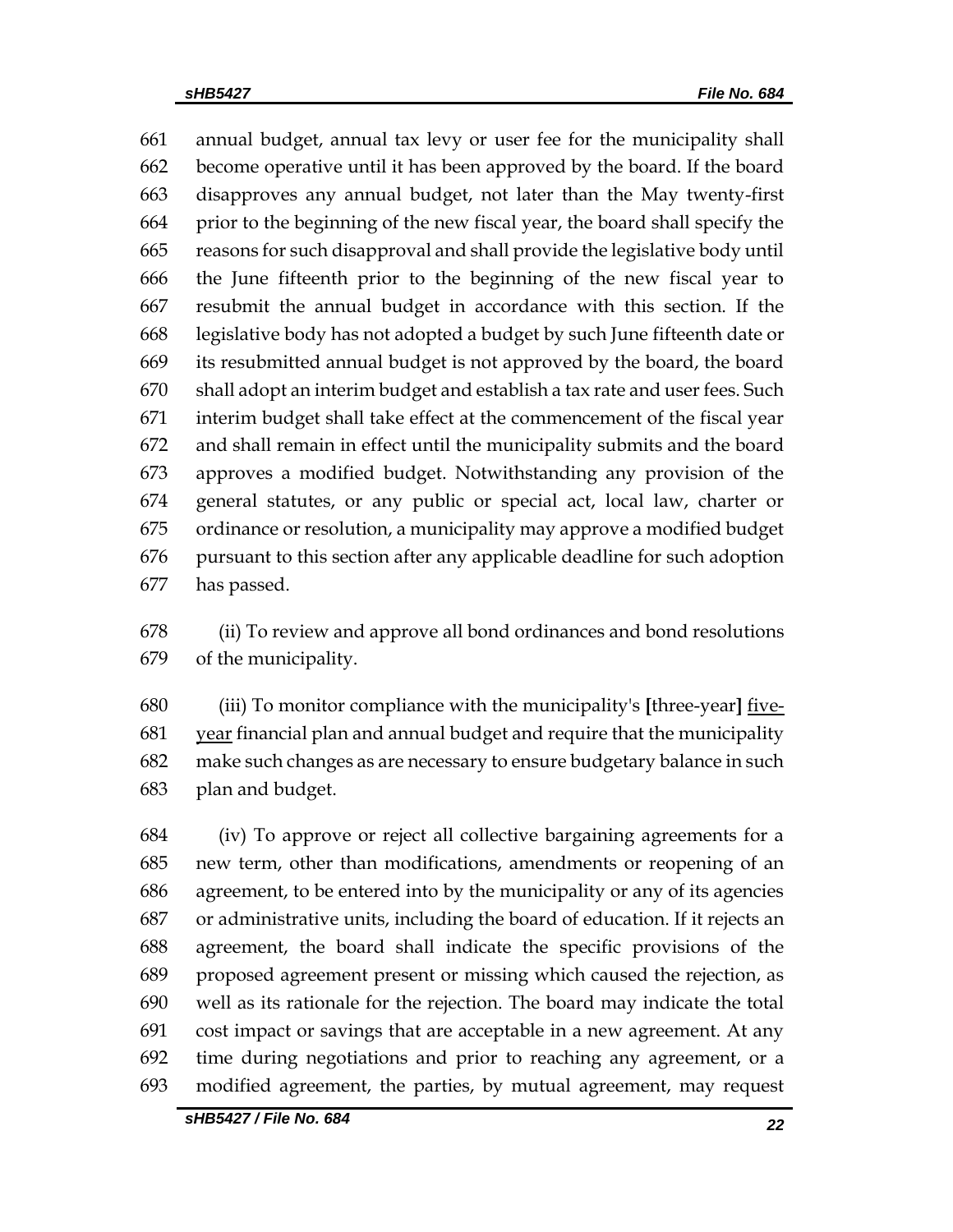annual budget, annual tax levy or user fee for the municipality shall become operative until it has been approved by the board. If the board disapproves any annual budget, not later than the May twenty-first prior to the beginning of the new fiscal year, the board shall specify the reasons for such disapproval and shall provide the legislative body until the June fifteenth prior to the beginning of the new fiscal year to resubmit the annual budget in accordance with this section. If the legislative body has not adopted a budget by such June fifteenth date or its resubmitted annual budget is not approved by the board, the board shall adopt an interim budget and establish a tax rate and user fees. Such interim budget shall take effect at the commencement of the fiscal year and shall remain in effect until the municipality submits and the board approves a modified budget. Notwithstanding any provision of the general statutes, or any public or special act, local law, charter or ordinance or resolution, a municipality may approve a modified budget pursuant to this section after any applicable deadline for such adoption has passed.

(ii) To review and approve all bond ordinances and bond resolutions of the municipality.

(iii) To monitor compliance with the municipality's **[**three-year**]** <u>five-year</u> financial plan and annual budget and require that the municipality make such changes as are necessary to ensure budgetary balance in such plan and budget.

(iv) To approve or reject all collective bargaining agreements for a new term, other than modifications, amendments or reopening of an agreement, to be entered into by the municipality or any of its agencies or administrative units, including the board of education. If it rejects an agreement, the board shall indicate the specific provisions of the proposed agreement present or missing which caused the rejection, as well as its rationale for the rejection. The board may indicate the total cost impact or savings that are acceptable in a new agreement. At any time during negotiations and prior to reaching any agreement, or a modified agreement, the parties, by mutual agreement, may request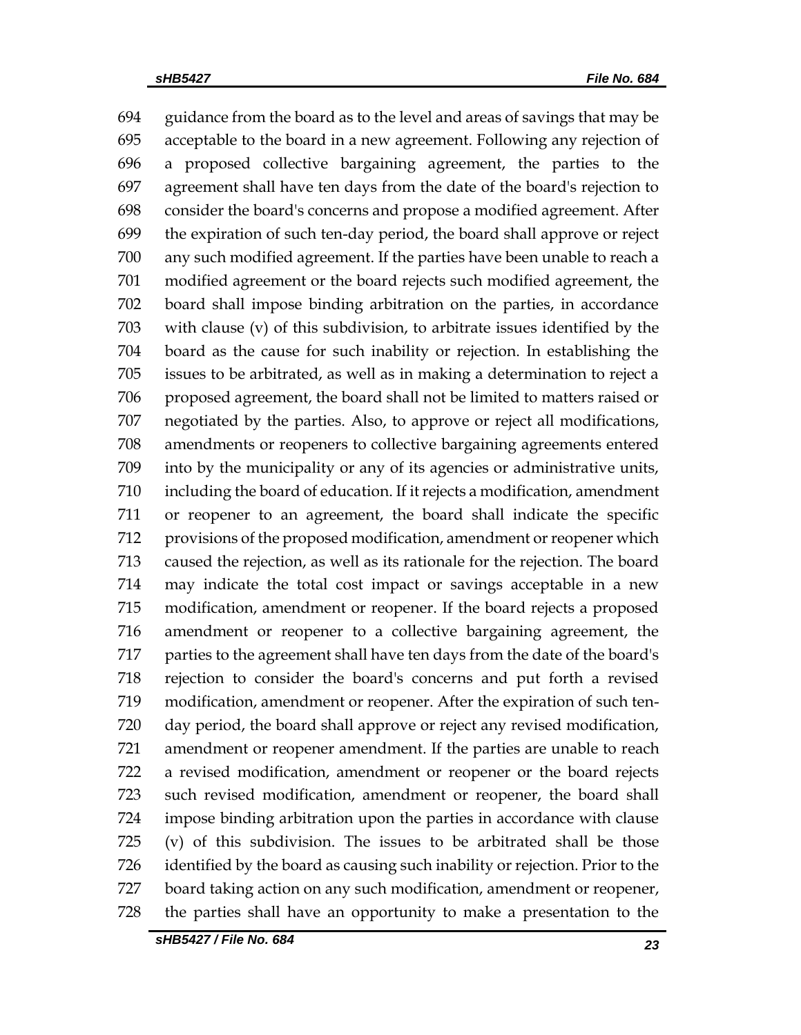guidance from the board as to the level and areas of savings that may be acceptable to the board in a new agreement. Following any rejection of a proposed collective bargaining agreement, the parties to the agreement shall have ten days from the date of the board's rejection to consider the board's concerns and propose a modified agreement. After the expiration of such ten-day period, the board shall approve or reject any such modified agreement. If the parties have been unable to reach a modified agreement or the board rejects such modified agreement, the board shall impose binding arbitration on the parties, in accordance with clause (v) of this subdivision, to arbitrate issues identified by the board as the cause for such inability or rejection. In establishing the issues to be arbitrated, as well as in making a determination to reject a proposed agreement, the board shall not be limited to matters raised or negotiated by the parties. Also, to approve or reject all modifications, amendments or reopeners to collective bargaining agreements entered into by the municipality or any of its agencies or administrative units, including the board of education. If it rejects a modification, amendment or reopener to an agreement, the board shall indicate the specific provisions of the proposed modification, amendment or reopener which caused the rejection, as well as its rationale for the rejection. The board may indicate the total cost impact or savings acceptable in a new modification, amendment or reopener. If the board rejects a proposed amendment or reopener to a collective bargaining agreement, the parties to the agreement shall have ten days from the date of the board's rejection to consider the board's concerns and put forth a revised modification, amendment or reopener. After the expiration of such ten-day period, the board shall approve or reject any revised modification, amendment or reopener amendment. If the parties are unable to reach a revised modification, amendment or reopener or the board rejects such revised modification, amendment or reopener, the board shall impose binding arbitration upon the parties in accordance with clause (v) of this subdivision. The issues to be arbitrated shall be those identified by the board as causing such inability or rejection. Prior to the board taking action on any such modification, amendment or reopener, the parties shall have an opportunity to make a presentation to the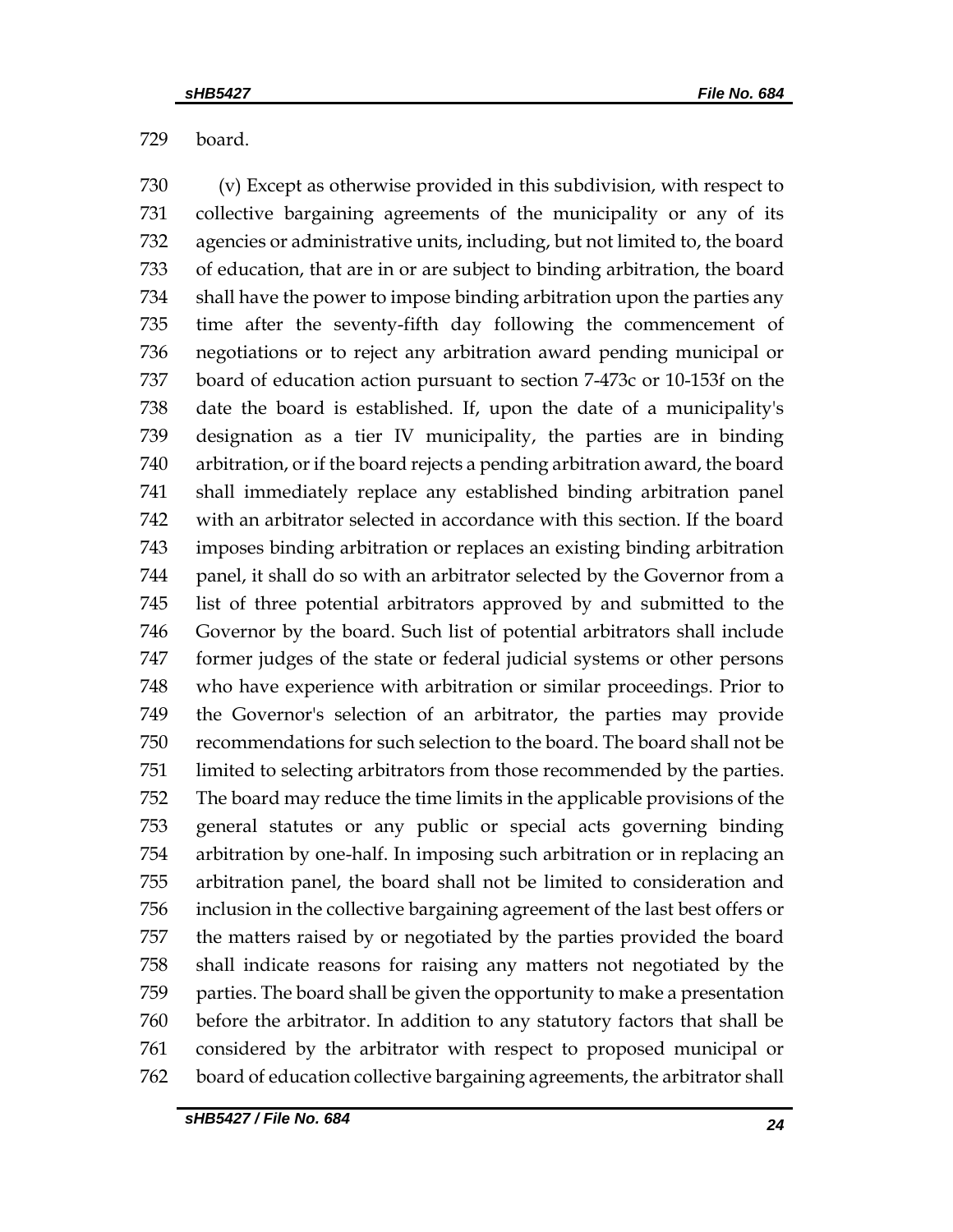board.

(v) Except as otherwise provided in this subdivision, with respect to collective bargaining agreements of the municipality or any of its agencies or administrative units, including, but not limited to, the board of education, that are in or are subject to binding arbitration, the board shall have the power to impose binding arbitration upon the parties any time after the seventy-fifth day following the commencement of negotiations or to reject any arbitration award pending municipal or board of education action pursuant to section 7-473c or 10-153f on the date the board is established. If, upon the date of a municipality's designation as a tier IV municipality, the parties are in binding arbitration, or if the board rejects a pending arbitration award, the board shall immediately replace any established binding arbitration panel with an arbitrator selected in accordance with this section. If the board imposes binding arbitration or replaces an existing binding arbitration panel, it shall do so with an arbitrator selected by the Governor from a list of three potential arbitrators approved by and submitted to the Governor by the board. Such list of potential arbitrators shall include former judges of the state or federal judicial systems or other persons who have experience with arbitration or similar proceedings. Prior to the Governor's selection of an arbitrator, the parties may provide recommendations for such selection to the board. The board shall not be limited to selecting arbitrators from those recommended by the parties. The board may reduce the time limits in the applicable provisions of the general statutes or any public or special acts governing binding arbitration by one-half. In imposing such arbitration or in replacing an arbitration panel, the board shall not be limited to consideration and inclusion in the collective bargaining agreement of the last best offers or the matters raised by or negotiated by the parties provided the board shall indicate reasons for raising any matters not negotiated by the parties. The board shall be given the opportunity to make a presentation before the arbitrator. In addition to any statutory factors that shall be considered by the arbitrator with respect to proposed municipal or board of education collective bargaining agreements, the arbitrator shall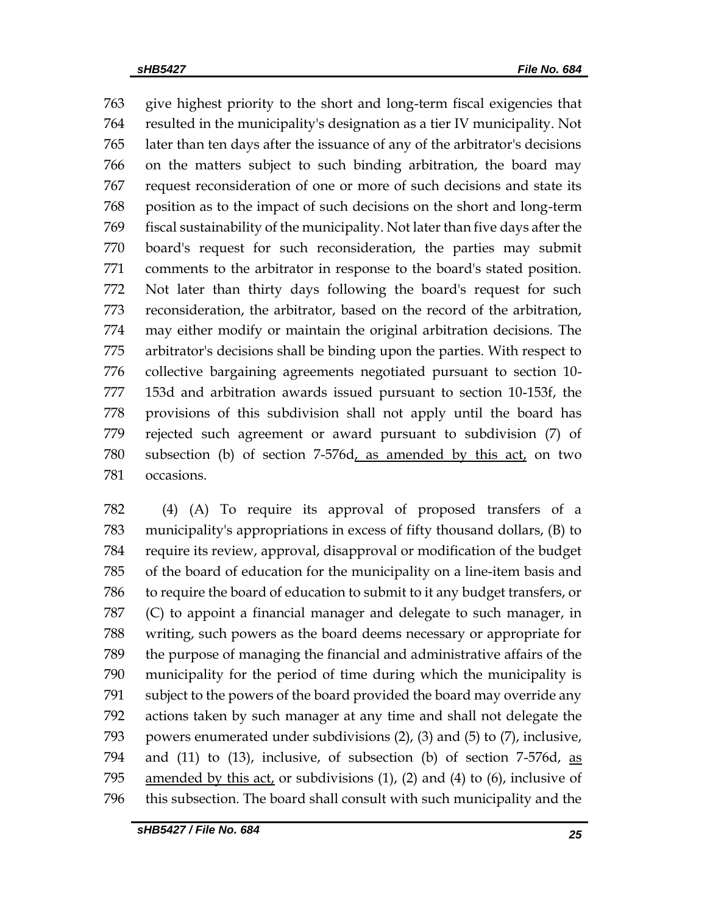give highest priority to the short and long-term fiscal exigencies that resulted in the municipality's designation as a tier IV municipality. Not later than ten days after the issuance of any of the arbitrator's decisions on the matters subject to such binding arbitration, the board may request reconsideration of one or more of such decisions and state its position as to the impact of such decisions on the short and long-term fiscal sustainability of the municipality. Not later than five days after the board's request for such reconsideration, the parties may submit comments to the arbitrator in response to the board's stated position. Not later than thirty days following the board's request for such reconsideration, the arbitrator, based on the record of the arbitration, may either modify or maintain the original arbitration decisions. The arbitrator's decisions shall be binding upon the parties. With respect to collective bargaining agreements negotiated pursuant to section 10-153d and arbitration awards issued pursuant to section 10-153f, the provisions of this subdivision shall not apply until the board has rejected such agreement or award pursuant to subdivision (7) of subsection (b) of section 7-576d, as amended by this act, on two occasions.

(4) (A) To require its approval of proposed transfers of a municipality's appropriations in excess of fifty thousand dollars, (B) to require its review, approval, disapproval or modification of the budget of the board of education for the municipality on a line-item basis and to require the board of education to submit to it any budget transfers, or (C) to appoint a financial manager and delegate to such manager, in writing, such powers as the board deems necessary or appropriate for the purpose of managing the financial and administrative affairs of the municipality for the period of time during which the municipality is subject to the powers of the board provided the board may override any actions taken by such manager at any time and shall not delegate the powers enumerated under subdivisions (2), (3) and (5) to (7), inclusive, and (11) to (13), inclusive, of subsection (b) of section 7-576d, as amended by this act, or subdivisions (1), (2) and (4) to (6), inclusive of this subsection. The board shall consult with such municipality and the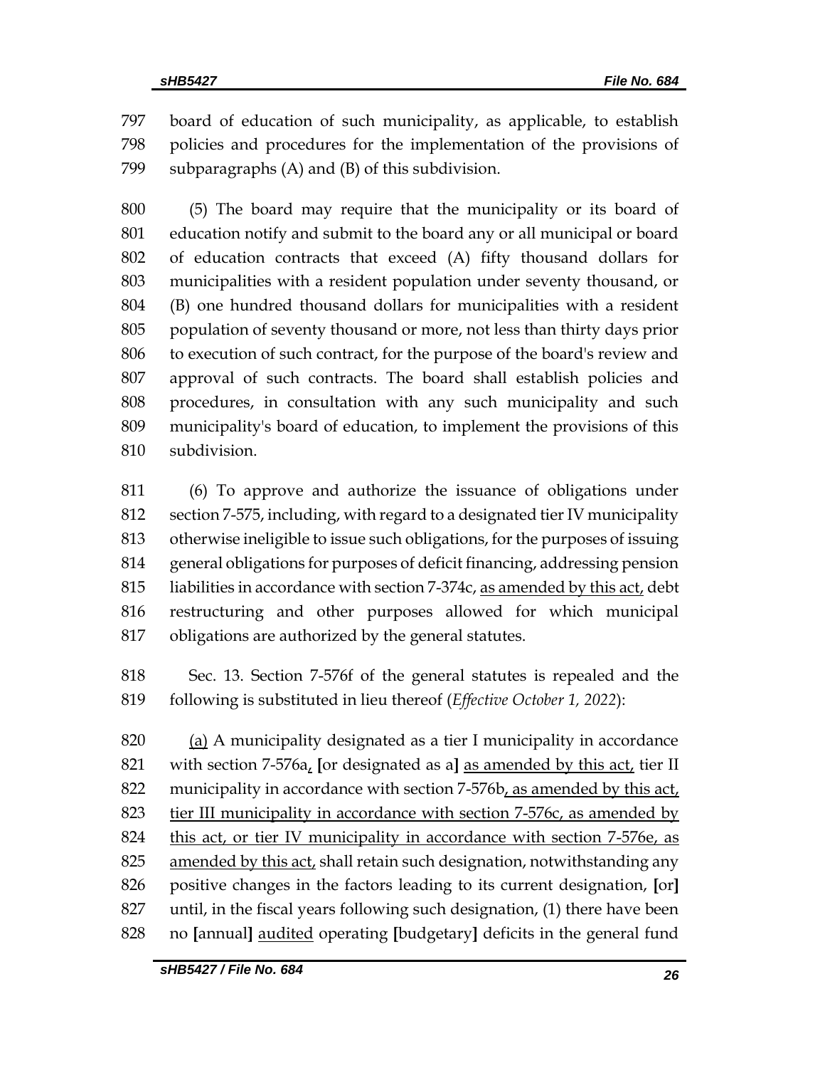board of education of such municipality, as applicable, to establish policies and procedures for the implementation of the provisions of subparagraphs (A) and (B) of this subdivision.

(5) The board may require that the municipality or its board of education notify and submit to the board any or all municipal or board of education contracts that exceed (A) fifty thousand dollars for municipalities with a resident population under seventy thousand, or (B) one hundred thousand dollars for municipalities with a resident population of seventy thousand or more, not less than thirty days prior to execution of such contract, for the purpose of the board's review and approval of such contracts. The board shall establish policies and procedures, in consultation with any such municipality and such municipality's board of education, to implement the provisions of this subdivision.

(6) To approve and authorize the issuance of obligations under section 7-575, including, with regard to a designated tier IV municipality otherwise ineligible to issue such obligations, for the purposes of issuing general obligations for purposes of deficit financing, addressing pension liabilities in accordance with section 7-374c, as amended by this act, debt restructuring and other purposes allowed for which municipal obligations are authorized by the general statutes.

Sec. 13. Section 7-576f of the general statutes is repealed and the following is substituted in lieu thereof (*Effective October 1, 2022*):

(a) A municipality designated as a tier I municipality in accordance with section 7-576a, [or designated as a] as amended by this act, tier II municipality in accordance with section 7-576b, as amended by this act, tier III municipality in accordance with section 7-576c, as amended by this act, or tier IV municipality in accordance with section 7-576e, as amended by this act, shall retain such designation, notwithstanding any positive changes in the factors leading to its current designation, [or] until, in the fiscal years following such designation, (1) there have been no [annual] audited operating [budgetary] deficits in the general fund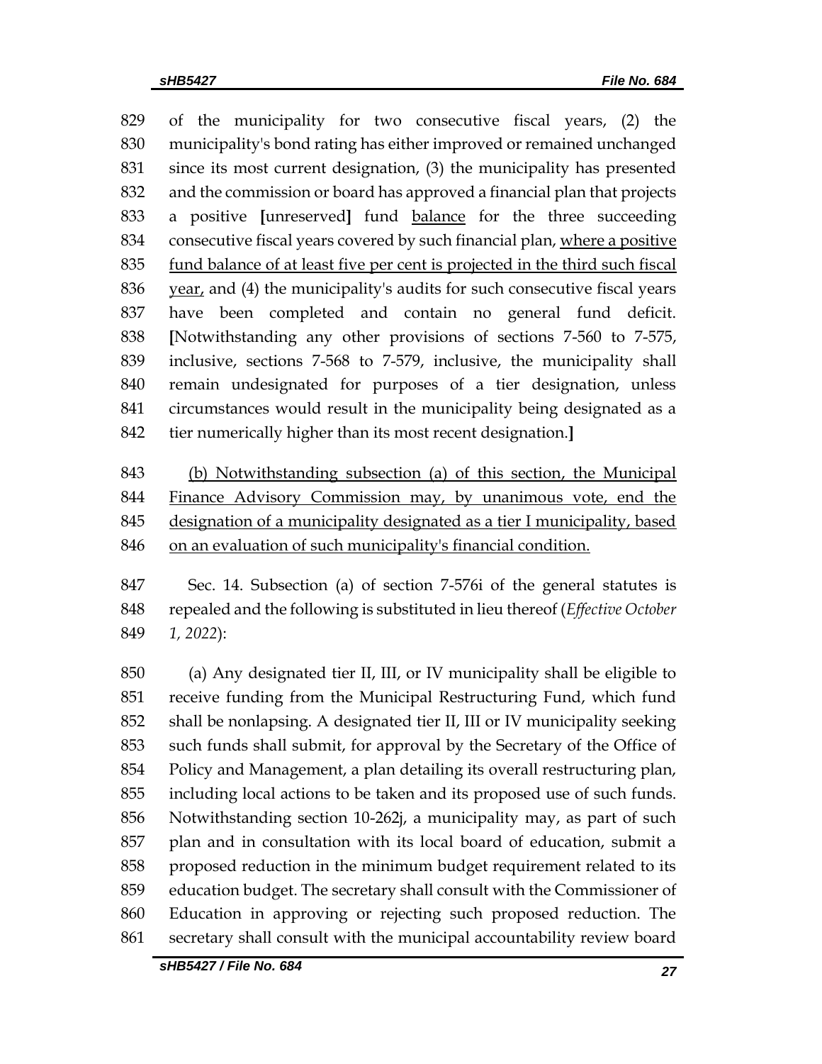of the municipality for two consecutive fiscal years, (2) the municipality's bond rating has either improved or remained unchanged since its most current designation, (3) the municipality has presented and the commission or board has approved a financial plan that projects a positive **[**unreserved**]** fund balance for the three succeeding consecutive fiscal years covered by such financial plan, where a positive fund balance of at least five per cent is projected in the third such fiscal year, and (4) the municipality's audits for such consecutive fiscal years have been completed and contain no general fund deficit. **[**Notwithstanding any other provisions of sections 7-560 to 7-575, inclusive, sections 7-568 to 7-579, inclusive, the municipality shall remain undesignated for purposes of a tier designation, unless circumstances would result in the municipality being designated as a tier numerically higher than its most recent designation.**]**

(b) Notwithstanding subsection (a) of this section, the Municipal Finance Advisory Commission may, by unanimous vote, end the designation of a municipality designated as a tier I municipality, based on an evaluation of such municipality's financial condition.

Sec. 14. Subsection (a) of section 7-576i of the general statutes is repealed and the following is substituted in lieu thereof (*Effective October 1, 2022*):

(a) Any designated tier II, III, or IV municipality shall be eligible to receive funding from the Municipal Restructuring Fund, which fund shall be nonlapsing. A designated tier II, III or IV municipality seeking such funds shall submit, for approval by the Secretary of the Office of Policy and Management, a plan detailing its overall restructuring plan, including local actions to be taken and its proposed use of such funds. Notwithstanding section 10-262j, a municipality may, as part of such plan and in consultation with its local board of education, submit a proposed reduction in the minimum budget requirement related to its education budget. The secretary shall consult with the Commissioner of Education in approving or rejecting such proposed reduction. The secretary shall consult with the municipal accountability review board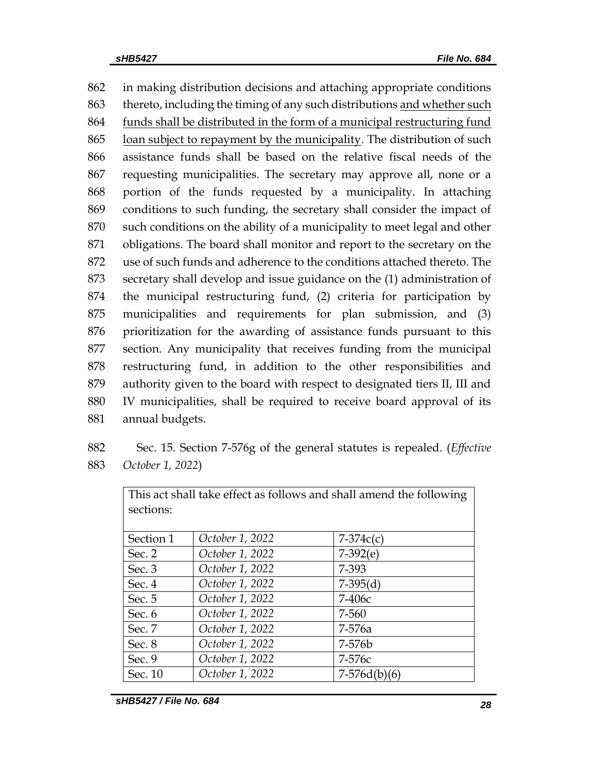in making distribution decisions and attaching appropriate conditions thereto, including the timing of any such distributions <u>and whether such funds shall be distributed in the form of a municipal restructuring fund loan subject to repayment by the municipality</u>. The distribution of such assistance funds shall be based on the relative fiscal needs of the requesting municipalities. The secretary may approve all, none or a portion of the funds requested by a municipality. In attaching conditions to such funding, the secretary shall consider the impact of such conditions on the ability of a municipality to meet legal and other obligations. The board shall monitor and report to the secretary on the use of such funds and adherence to the conditions attached thereto. The secretary shall develop and issue guidance on the (1) administration of the municipal restructuring fund, (2) criteria for participation by municipalities and requirements for plan submission, and (3) prioritization for the awarding of assistance funds pursuant to this section. Any municipality that receives funding from the municipal restructuring fund, in addition to the other responsibilities and authority given to the board with respect to designated tiers II, III and IV municipalities, shall be required to receive board approval of its annual budgets.

Sec. 15. Section 7-576g of the general statutes is repealed. (*Effective October 1, 2022*)

| This act shall take effect as follows and shall amend the following sections: | | |
|---|---|---|
| Section 1 | *October 1, 2022* | 7-374c(c) |
| Sec. 2 | *October 1, 2022* | 7-392(e) |
| Sec. 3 | *October 1, 2022* | 7-393 |
| Sec. 4 | *October 1, 2022* | 7-395(d) |
| Sec. 5 | *October 1, 2022* | 7-406c |
| Sec. 6 | *October 1, 2022* | 7-560 |
| Sec. 7 | *October 1, 2022* | 7-576a |
| Sec. 8 | *October 1, 2022* | 7-576b |
| Sec. 9 | *October 1, 2022* | 7-576c |
| Sec. 10 | *October 1, 2022* | 7-576d(b)(6) |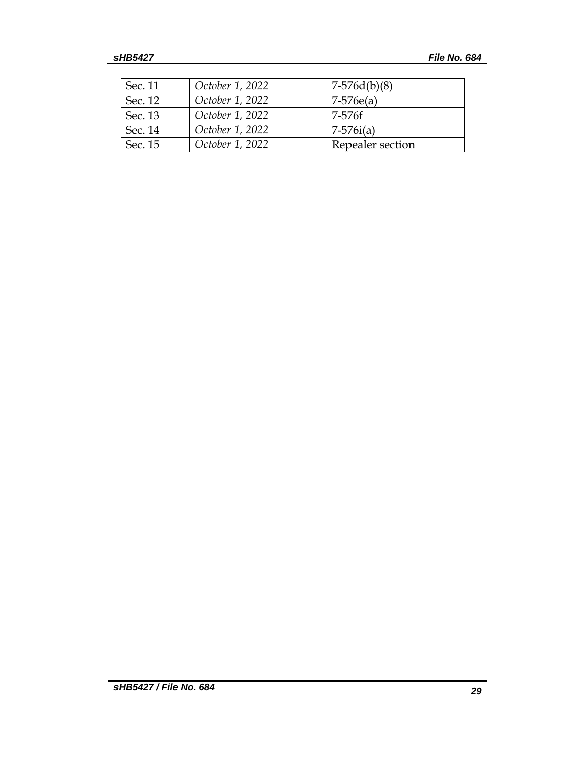| Sec. 11 | *October 1, 2022* | 7-576d(b)(8) |
|---|---|---|
| Sec. 12 | *October 1, 2022* | 7-576e(a) |
| Sec. 13 | *October 1, 2022* | 7-576f |
| Sec. 14 | *October 1, 2022* | 7-576i(a) |
| Sec. 15 | *October 1, 2022* | Repealer section |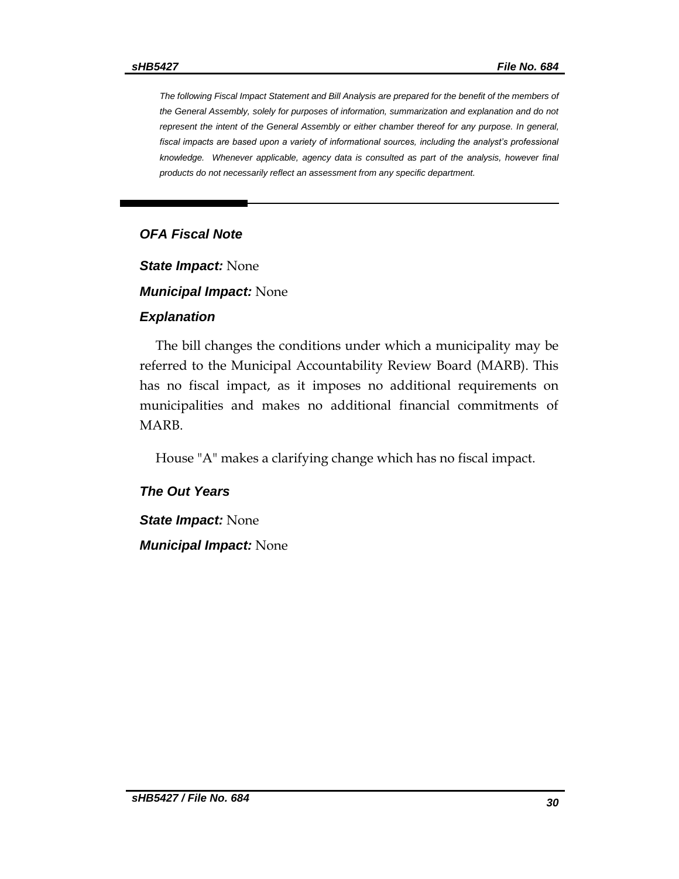*The following Fiscal Impact Statement and Bill Analysis are prepared for the benefit of the members of the General Assembly, solely for purposes of information, summarization and explanation and do not represent the intent of the General Assembly or either chamber thereof for any purpose. In general, fiscal impacts are based upon a variety of informational sources, including the analyst's professional knowledge. Whenever applicable, agency data is consulted as part of the analysis, however final products do not necessarily reflect an assessment from any specific department.*

## OFA Fiscal Note

***State Impact:*** None

***Municipal Impact:*** None

### Explanation

The bill changes the conditions under which a municipality may be referred to the Municipal Accountability Review Board (MARB). This has no fiscal impact, as it imposes no additional requirements on municipalities and makes no additional financial commitments of MARB.

House "A" makes a clarifying change which has no fiscal impact.

### The Out Years

***State Impact:*** None

***Municipal Impact:*** None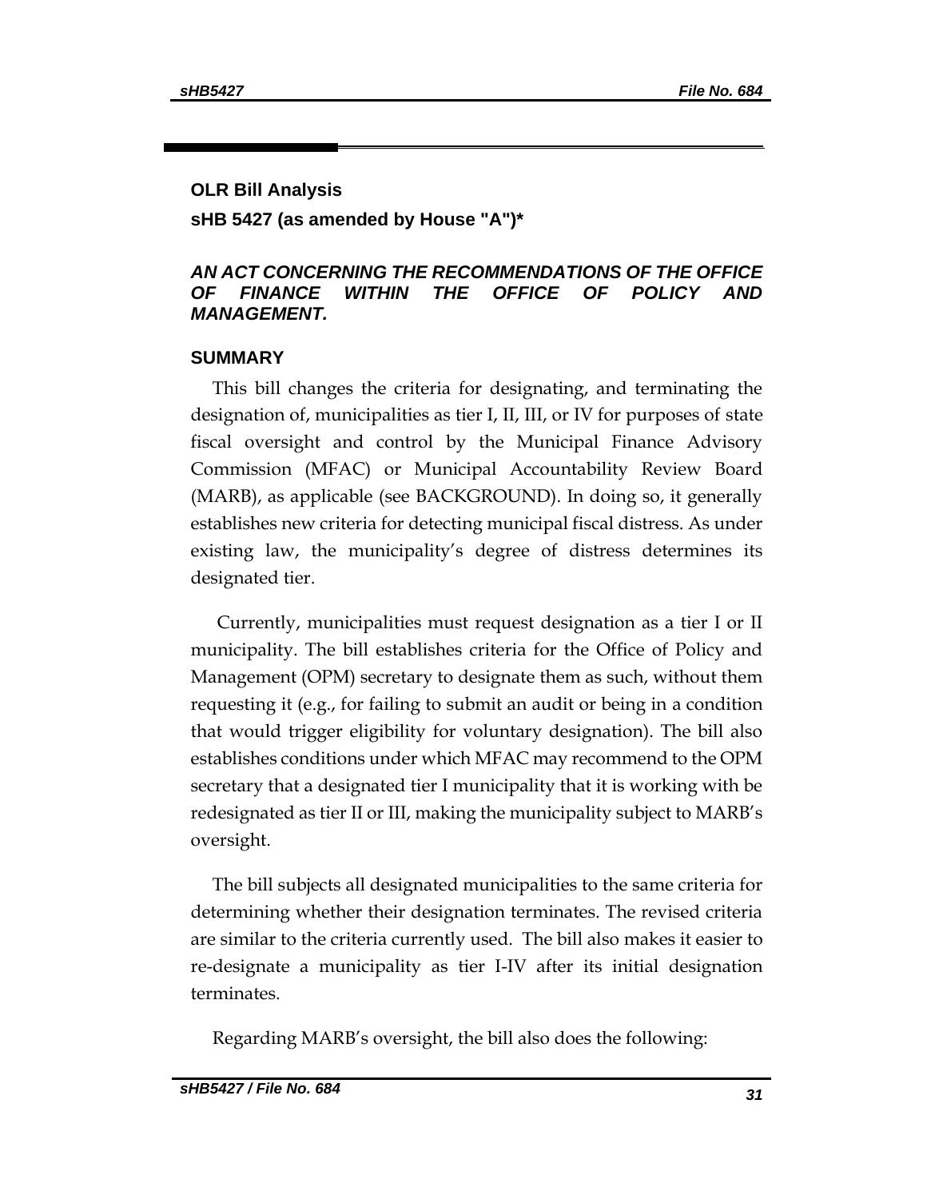**OLR Bill Analysis**

**sHB 5427 (as amended by House "A")***

***AN ACT CONCERNING THE RECOMMENDATIONS OF THE OFFICE OF FINANCE WITHIN THE OFFICE OF POLICY AND MANAGEMENT.***

## SUMMARY

This bill changes the criteria for designating, and terminating the designation of, municipalities as tier I, II, III, or IV for purposes of state fiscal oversight and control by the Municipal Finance Advisory Commission (MFAC) or Municipal Accountability Review Board (MARB), as applicable (see BACKGROUND). In doing so, it generally establishes new criteria for detecting municipal fiscal distress. As under existing law, the municipality's degree of distress determines its designated tier.

Currently, municipalities must request designation as a tier I or II municipality. The bill establishes criteria for the Office of Policy and Management (OPM) secretary to designate them as such, without them requesting it (e.g., for failing to submit an audit or being in a condition that would trigger eligibility for voluntary designation). The bill also establishes conditions under which MFAC may recommend to the OPM secretary that a designated tier I municipality that it is working with be redesignated as tier II or III, making the municipality subject to MARB's oversight.

The bill subjects all designated municipalities to the same criteria for determining whether their designation terminates. The revised criteria are similar to the criteria currently used. The bill also makes it easier to re-designate a municipality as tier I-IV after its initial designation terminates.

Regarding MARB's oversight, the bill also does the following: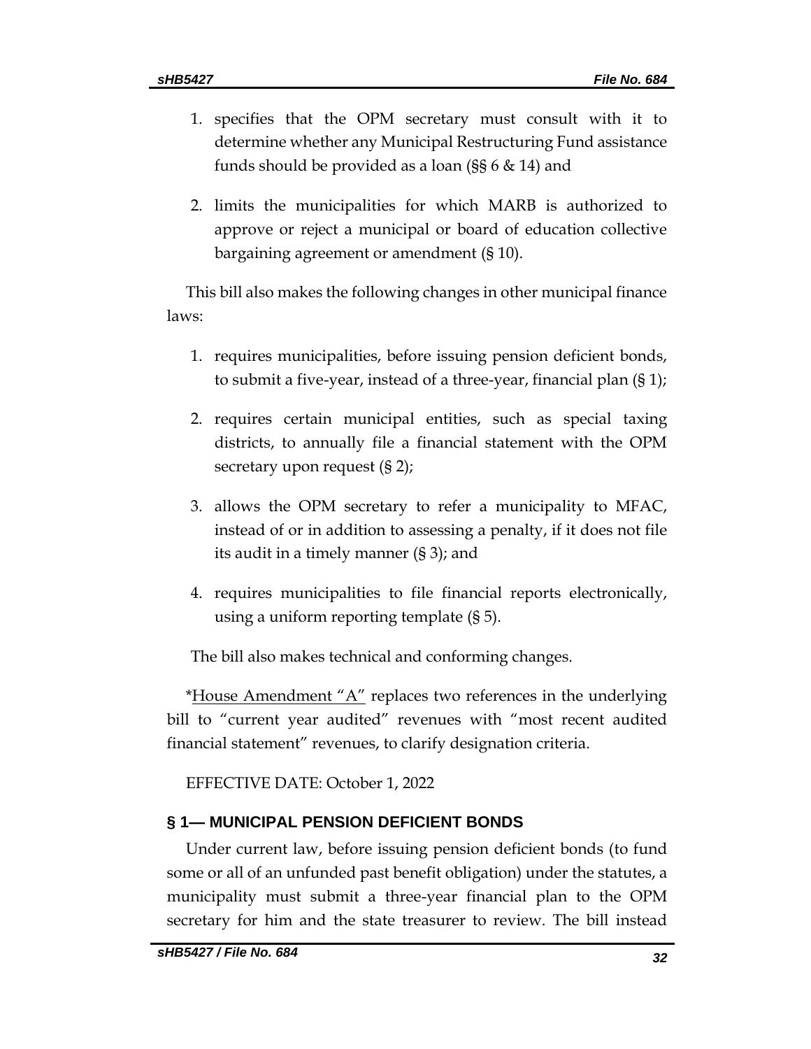1. specifies that the OPM secretary must consult with it to determine whether any Municipal Restructuring Fund assistance funds should be provided as a loan (§§ 6 & 14) and

2. limits the municipalities for which MARB is authorized to approve or reject a municipal or board of education collective bargaining agreement or amendment (§ 10).

This bill also makes the following changes in other municipal finance laws:

1. requires municipalities, before issuing pension deficient bonds, to submit a five-year, instead of a three-year, financial plan (§ 1);

2. requires certain municipal entities, such as special taxing districts, to annually file a financial statement with the OPM secretary upon request (§ 2);

3. allows the OPM secretary to refer a municipality to MFAC, instead of or in addition to assessing a penalty, if it does not file its audit in a timely manner (§ 3); and

4. requires municipalities to file financial reports electronically, using a uniform reporting template (§ 5).

The bill also makes technical and conforming changes.

*House Amendment "A" replaces two references in the underlying bill to "current year audited" revenues with "most recent audited financial statement" revenues, to clarify designation criteria.

EFFECTIVE DATE: October 1, 2022

## § 1— MUNICIPAL PENSION DEFICIENT BONDS

Under current law, before issuing pension deficient bonds (to fund some or all of an unfunded past benefit obligation) under the statutes, a municipality must submit a three-year financial plan to the OPM secretary for him and the state treasurer to review. The bill instead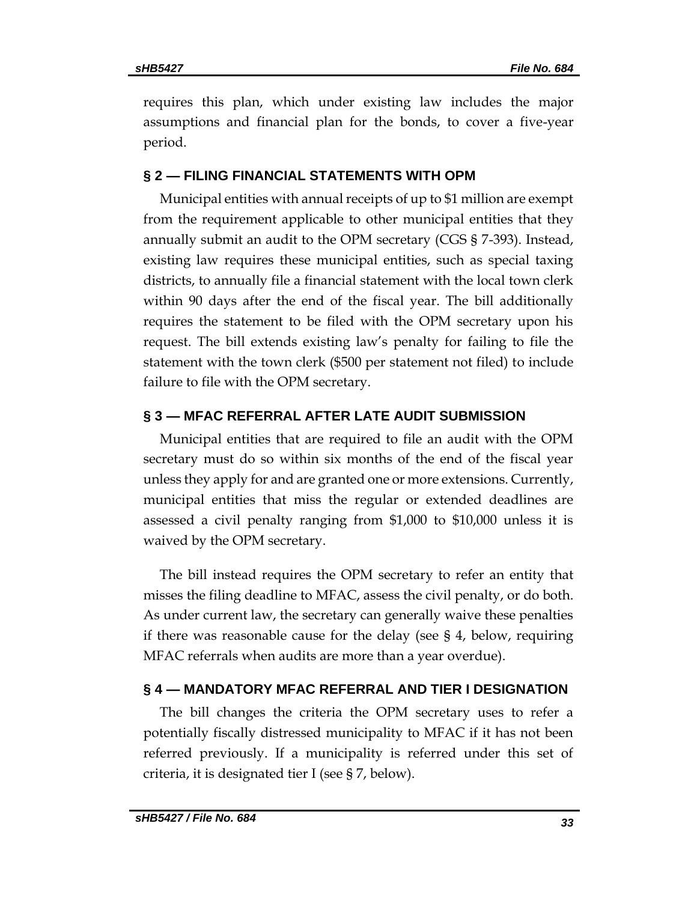requires this plan, which under existing law includes the major assumptions and financial plan for the bonds, to cover a five-year period.

### § 2 — FILING FINANCIAL STATEMENTS WITH OPM

Municipal entities with annual receipts of up to $1 million are exempt from the requirement applicable to other municipal entities that they annually submit an audit to the OPM secretary (CGS § 7-393). Instead, existing law requires these municipal entities, such as special taxing districts, to annually file a financial statement with the local town clerk within 90 days after the end of the fiscal year. The bill additionally requires the statement to be filed with the OPM secretary upon his request. The bill extends existing law's penalty for failing to file the statement with the town clerk ($500 per statement not filed) to include failure to file with the OPM secretary.

### § 3 — MFAC REFERRAL AFTER LATE AUDIT SUBMISSION

Municipal entities that are required to file an audit with the OPM secretary must do so within six months of the end of the fiscal year unless they apply for and are granted one or more extensions. Currently, municipal entities that miss the regular or extended deadlines are assessed a civil penalty ranging from $1,000 to $10,000 unless it is waived by the OPM secretary.

The bill instead requires the OPM secretary to refer an entity that misses the filing deadline to MFAC, assess the civil penalty, or do both. As under current law, the secretary can generally waive these penalties if there was reasonable cause for the delay (see § 4, below, requiring MFAC referrals when audits are more than a year overdue).

### § 4 — MANDATORY MFAC REFERRAL AND TIER I DESIGNATION

The bill changes the criteria the OPM secretary uses to refer a potentially fiscally distressed municipality to MFAC if it has not been referred previously. If a municipality is referred under this set of criteria, it is designated tier I (see § 7, below).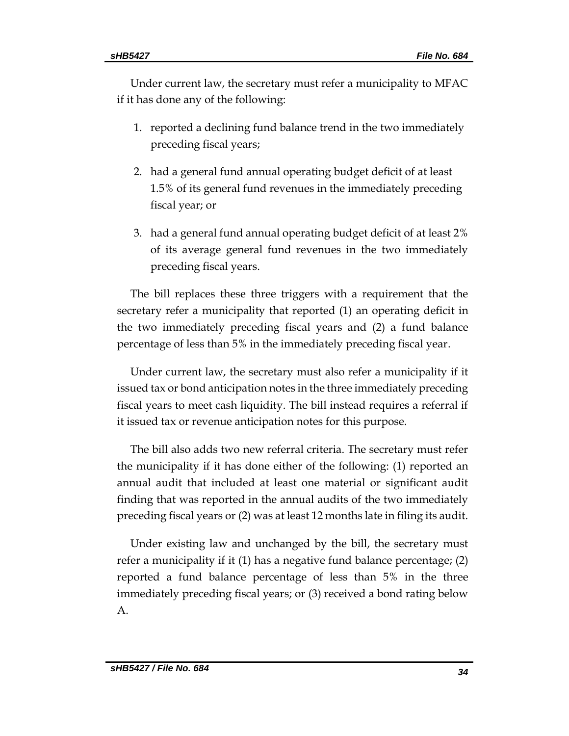Under current law, the secretary must refer a municipality to MFAC if it has done any of the following:

1. reported a declining fund balance trend in the two immediately preceding fiscal years;
2. had a general fund annual operating budget deficit of at least 1.5% of its general fund revenues in the immediately preceding fiscal year; or
3. had a general fund annual operating budget deficit of at least 2% of its average general fund revenues in the two immediately preceding fiscal years.

The bill replaces these three triggers with a requirement that the secretary refer a municipality that reported (1) an operating deficit in the two immediately preceding fiscal years and (2) a fund balance percentage of less than 5% in the immediately preceding fiscal year.

Under current law, the secretary must also refer a municipality if it issued tax or bond anticipation notes in the three immediately preceding fiscal years to meet cash liquidity. The bill instead requires a referral if it issued tax or revenue anticipation notes for this purpose.

The bill also adds two new referral criteria. The secretary must refer the municipality if it has done either of the following: (1) reported an annual audit that included at least one material or significant audit finding that was reported in the annual audits of the two immediately preceding fiscal years or (2) was at least 12 months late in filing its audit.

Under existing law and unchanged by the bill, the secretary must refer a municipality if it (1) has a negative fund balance percentage; (2) reported a fund balance percentage of less than 5% in the three immediately preceding fiscal years; or (3) received a bond rating below A.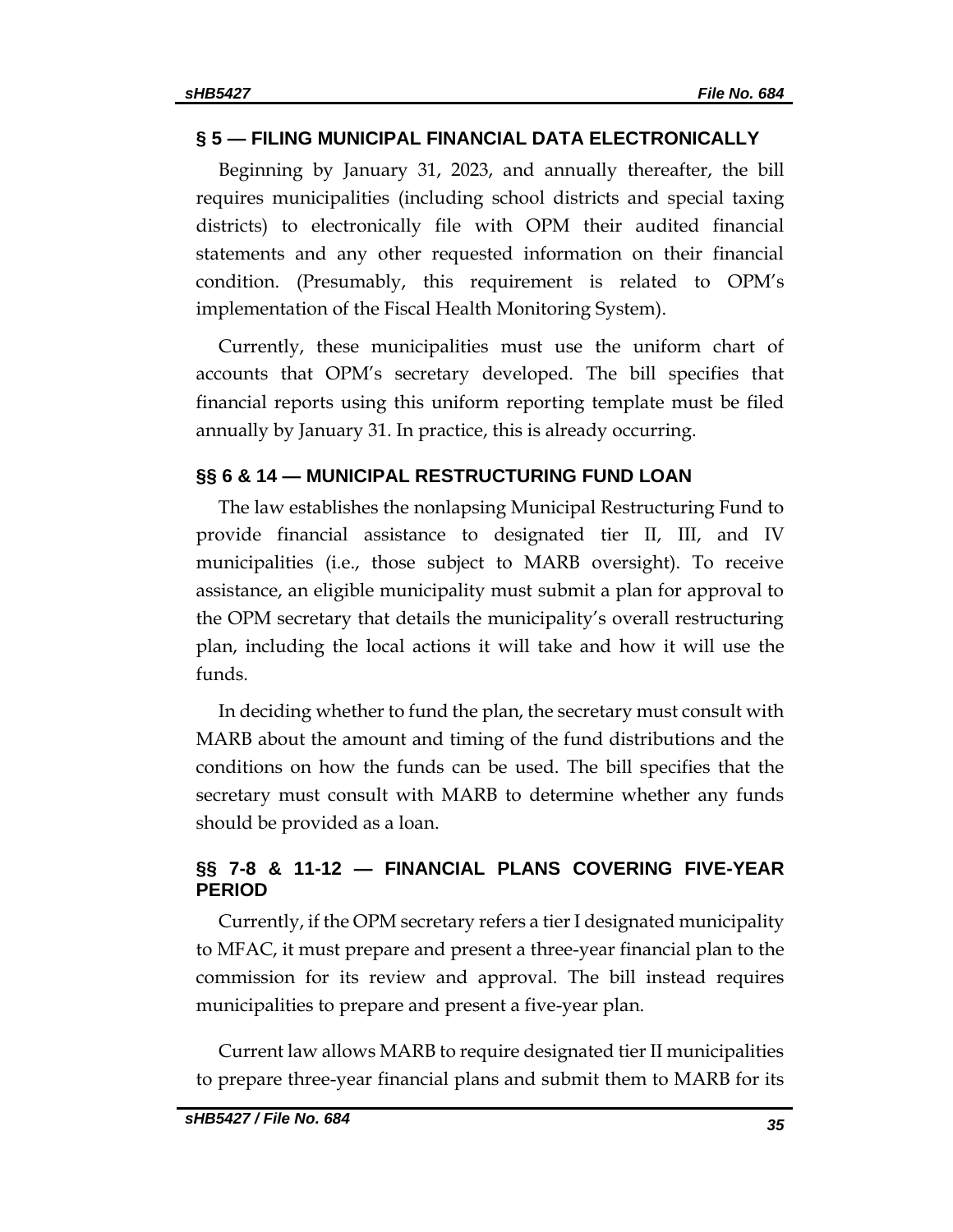## § 5 — FILING MUNICIPAL FINANCIAL DATA ELECTRONICALLY

Beginning by January 31, 2023, and annually thereafter, the bill requires municipalities (including school districts and special taxing districts) to electronically file with OPM their audited financial statements and any other requested information on their financial condition. (Presumably, this requirement is related to OPM's implementation of the Fiscal Health Monitoring System).

Currently, these municipalities must use the uniform chart of accounts that OPM's secretary developed. The bill specifies that financial reports using this uniform reporting template must be filed annually by January 31. In practice, this is already occurring.

## §§ 6 & 14 — MUNICIPAL RESTRUCTURING FUND LOAN

The law establishes the nonlapsing Municipal Restructuring Fund to provide financial assistance to designated tier II, III, and IV municipalities (i.e., those subject to MARB oversight). To receive assistance, an eligible municipality must submit a plan for approval to the OPM secretary that details the municipality's overall restructuring plan, including the local actions it will take and how it will use the funds.

In deciding whether to fund the plan, the secretary must consult with MARB about the amount and timing of the fund distributions and the conditions on how the funds can be used. The bill specifies that the secretary must consult with MARB to determine whether any funds should be provided as a loan.

## §§ 7-8 & 11-12 — FINANCIAL PLANS COVERING FIVE-YEAR PERIOD

Currently, if the OPM secretary refers a tier I designated municipality to MFAC, it must prepare and present a three-year financial plan to the commission for its review and approval. The bill instead requires municipalities to prepare and present a five-year plan.

Current law allows MARB to require designated tier II municipalities to prepare three-year financial plans and submit them to MARB for its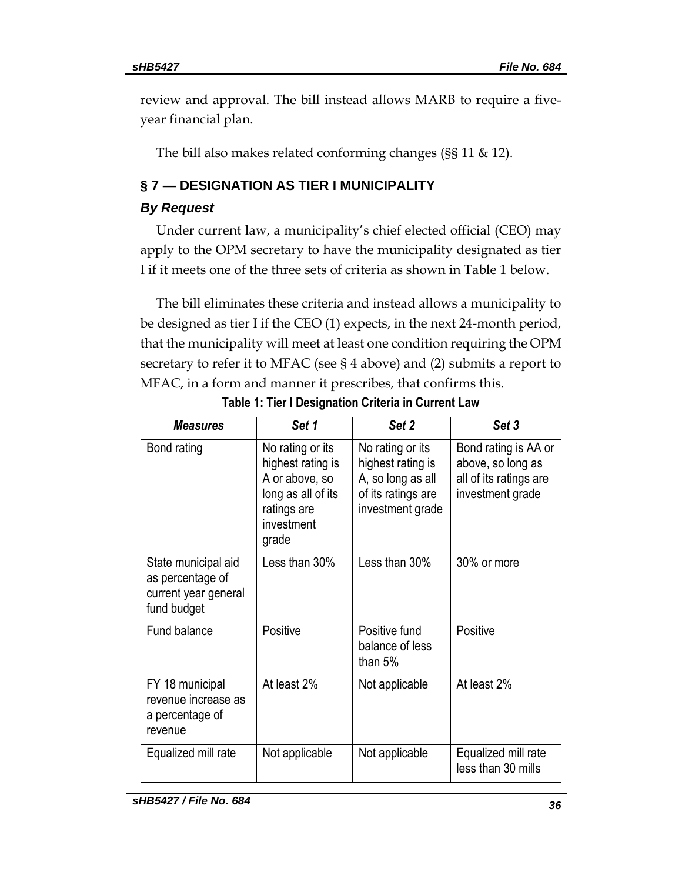review and approval. The bill instead allows MARB to require a five-year financial plan.

The bill also makes related conforming changes (§§ 11 & 12).

## § 7 — DESIGNATION AS TIER I MUNICIPALITY

### *By Request*

Under current law, a municipality's chief elected official (CEO) may apply to the OPM secretary to have the municipality designated as tier I if it meets one of the three sets of criteria as shown in Table 1 below.

The bill eliminates these criteria and instead allows a municipality to be designed as tier I if the CEO (1) expects, in the next 24-month period, that the municipality will meet at least one condition requiring the OPM secretary to refer it to MFAC (see § 4 above) and (2) submits a report to MFAC, in a form and manner it prescribes, that confirms this.

**Table 1: Tier I Designation Criteria in Current Law**

| *Measures* | *Set 1* | *Set 2* | *Set 3* |
|---|---|---|---|
| Bond rating | No rating or its highest rating is A or above, so long as all of its ratings are investment grade | No rating or its highest rating is A, so long as all of its ratings are investment grade | Bond rating is AA or above, so long as all of its ratings are investment grade |
| State municipal aid as percentage of current year general fund budget | Less than 30% | Less than 30% | 30% or more |
| Fund balance | Positive | Positive fund balance of less than 5% | Positive |
| FY 18 municipal revenue increase as a percentage of revenue | At least 2% | Not applicable | At least 2% |
| Equalized mill rate | Not applicable | Not applicable | Equalized mill rate less than 30 mills |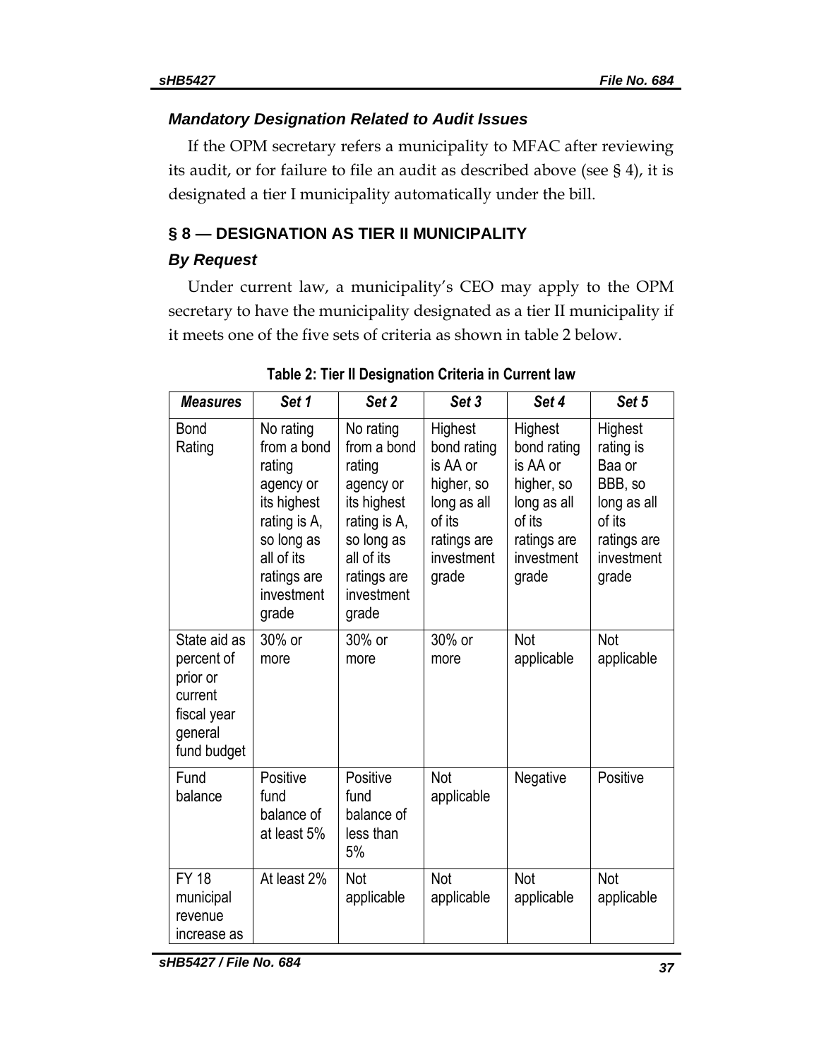### *Mandatory Designation Related to Audit Issues*

If the OPM secretary refers a municipality to MFAC after reviewing its audit, or for failure to file an audit as described above (see § 4), it is designated a tier I municipality automatically under the bill.

## § 8 — DESIGNATION AS TIER II MUNICIPALITY

### *By Request*

Under current law, a municipality's CEO may apply to the OPM secretary to have the municipality designated as a tier II municipality if it meets one of the five sets of criteria as shown in table 2 below.

**Table 2: Tier II Designation Criteria in Current law**

| *Measures* | *Set 1* | *Set 2* | *Set 3* | *Set 4* | *Set 5* |
|---|---|---|---|---|---|
| Bond Rating | No rating from a bond rating agency or its highest rating is A, so long as all of its ratings are investment grade | No rating from a bond rating agency or its highest rating is A, so long as all of its ratings are investment grade | Highest bond rating is AA or higher, so long as all of its ratings are investment grade | Highest bond rating is AA or higher, so long as all of its ratings are investment grade | Highest rating is Baa or BBB, so long as all of its ratings are investment grade |
| State aid as percent of prior or current fiscal year general fund budget | 30% or more | 30% or more | 30% or more | Not applicable | Not applicable |
| Fund balance | Positive fund balance of at least 5% | Positive fund balance of less than 5% | Not applicable | Negative | Positive |
| FY 18 municipal revenue increase as | At least 2% | Not applicable | Not applicable | Not applicable | Not applicable |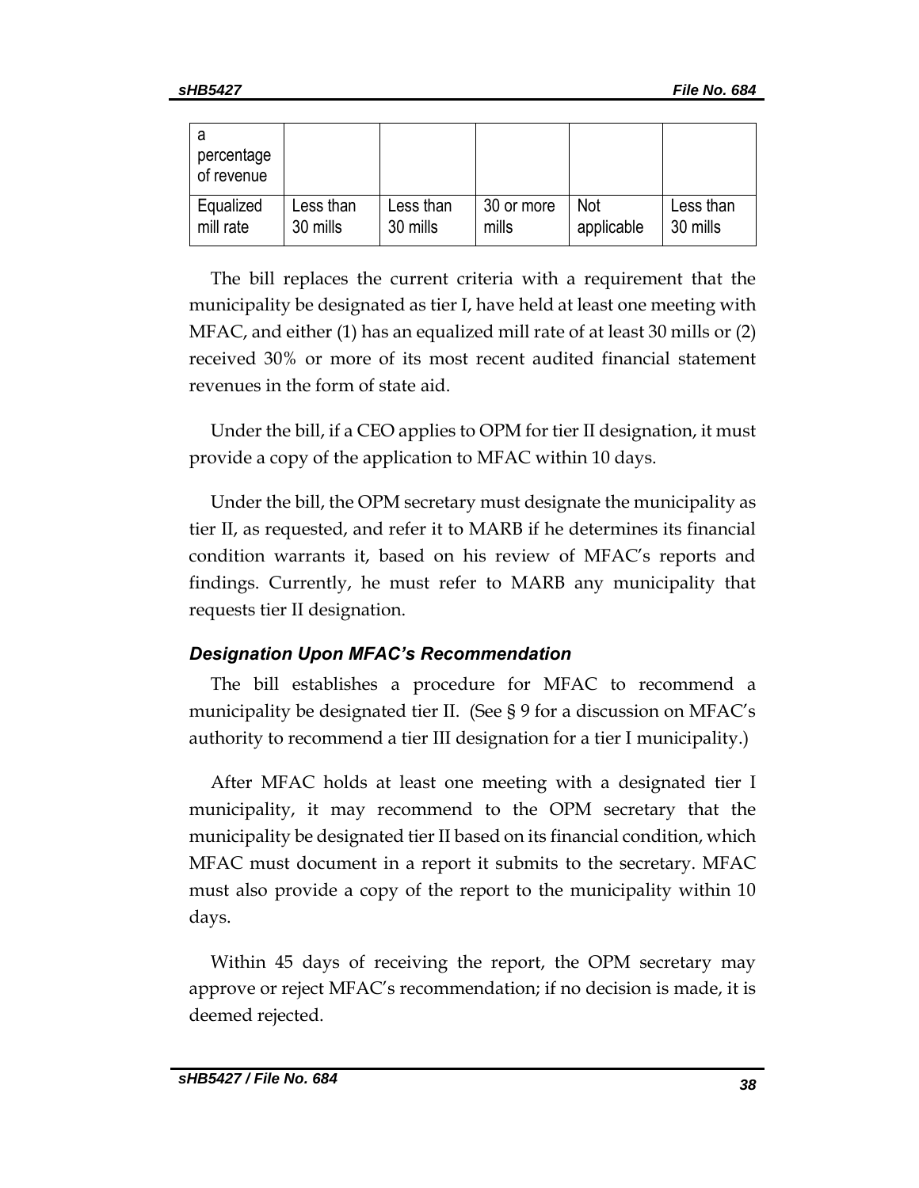| a percentage of revenue | | | | | |
|---|---|---|---|---|---|
| Equalized mill rate | Less than 30 mills | Less than 30 mills | 30 or more mills | Not applicable | Less than 30 mills |

The bill replaces the current criteria with a requirement that the municipality be designated as tier I, have held at least one meeting with MFAC, and either (1) has an equalized mill rate of at least 30 mills or (2) received 30% or more of its most recent audited financial statement revenues in the form of state aid.

Under the bill, if a CEO applies to OPM for tier II designation, it must provide a copy of the application to MFAC within 10 days.

Under the bill, the OPM secretary must designate the municipality as tier II, as requested, and refer it to MARB if he determines its financial condition warrants it, based on his review of MFAC's reports and findings. Currently, he must refer to MARB any municipality that requests tier II designation.

### *Designation Upon MFAC's Recommendation*

The bill establishes a procedure for MFAC to recommend a municipality be designated tier II. (See § 9 for a discussion on MFAC's authority to recommend a tier III designation for a tier I municipality.)

After MFAC holds at least one meeting with a designated tier I municipality, it may recommend to the OPM secretary that the municipality be designated tier II based on its financial condition, which MFAC must document in a report it submits to the secretary. MFAC must also provide a copy of the report to the municipality within 10 days.

Within 45 days of receiving the report, the OPM secretary may approve or reject MFAC's recommendation; if no decision is made, it is deemed rejected.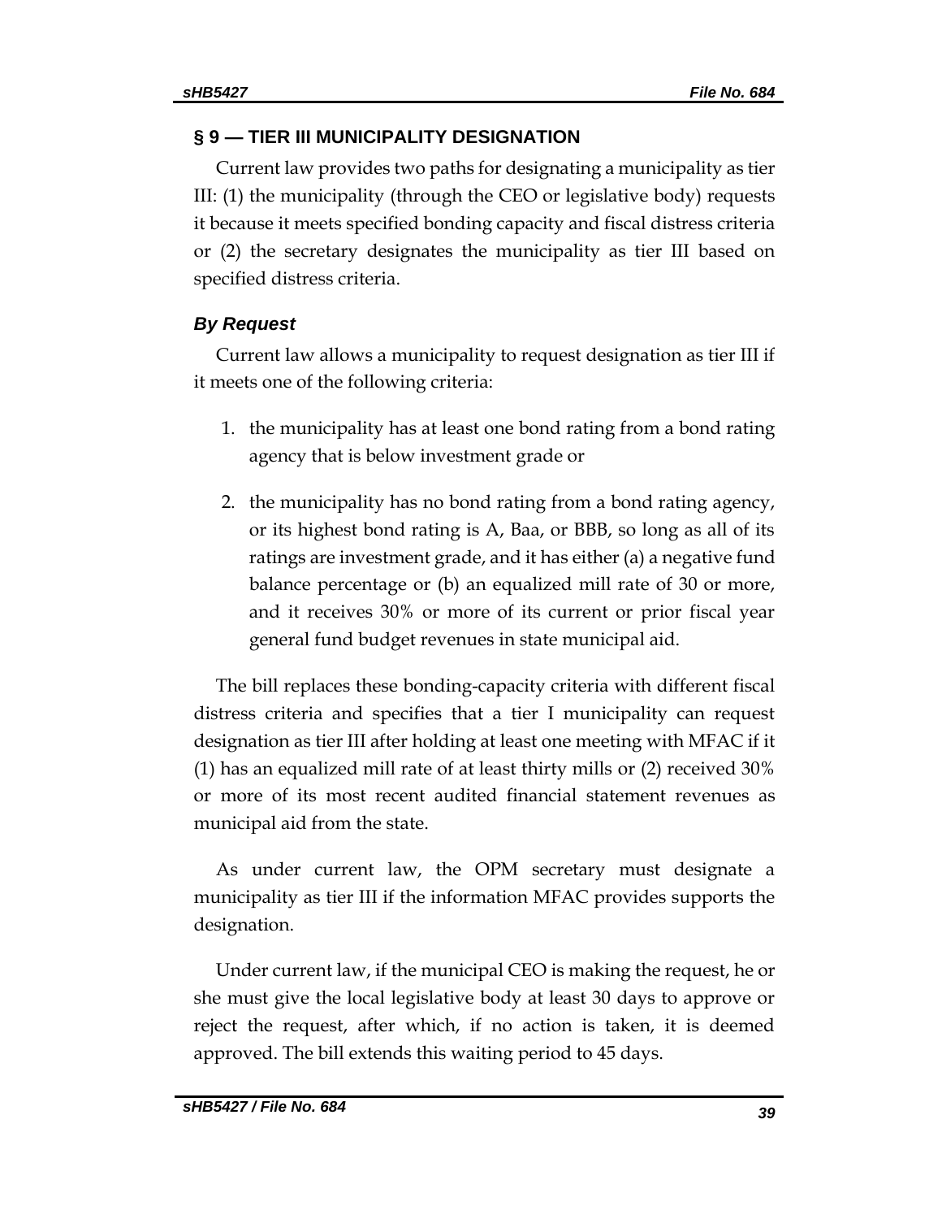## § 9 — TIER III MUNICIPALITY DESIGNATION

Current law provides two paths for designating a municipality as tier III: (1) the municipality (through the CEO or legislative body) requests it because it meets specified bonding capacity and fiscal distress criteria or (2) the secretary designates the municipality as tier III based on specified distress criteria.

### *By Request*

Current law allows a municipality to request designation as tier III if it meets one of the following criteria:

1. the municipality has at least one bond rating from a bond rating agency that is below investment grade or
2. the municipality has no bond rating from a bond rating agency, or its highest bond rating is A, Baa, or BBB, so long as all of its ratings are investment grade, and it has either (a) a negative fund balance percentage or (b) an equalized mill rate of 30 or more, and it receives 30% or more of its current or prior fiscal year general fund budget revenues in state municipal aid.

The bill replaces these bonding-capacity criteria with different fiscal distress criteria and specifies that a tier I municipality can request designation as tier III after holding at least one meeting with MFAC if it (1) has an equalized mill rate of at least thirty mills or (2) received 30% or more of its most recent audited financial statement revenues as municipal aid from the state.

As under current law, the OPM secretary must designate a municipality as tier III if the information MFAC provides supports the designation.

Under current law, if the municipal CEO is making the request, he or she must give the local legislative body at least 30 days to approve or reject the request, after which, if no action is taken, it is deemed approved. The bill extends this waiting period to 45 days.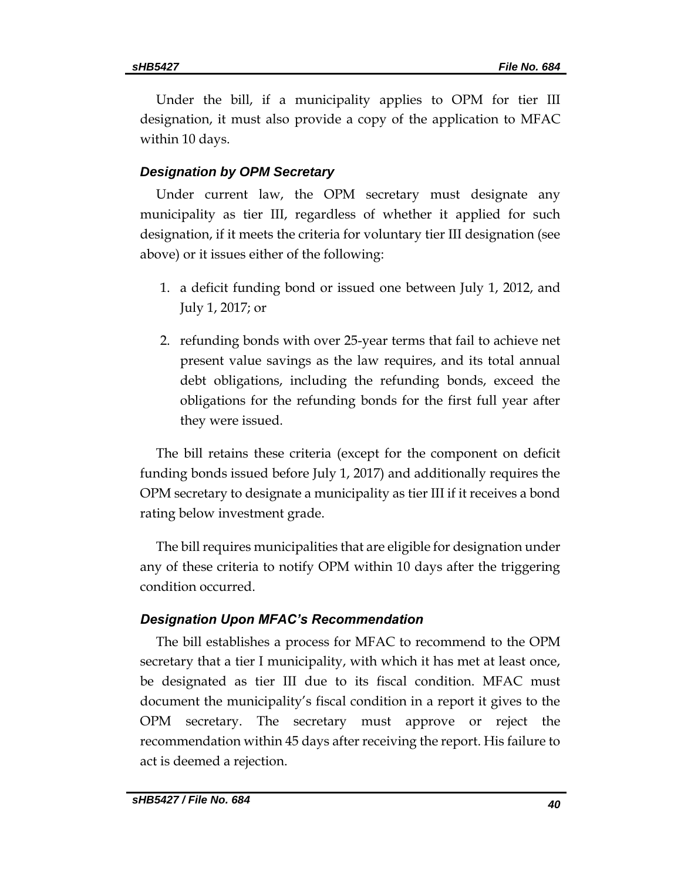Under the bill, if a municipality applies to OPM for tier III designation, it must also provide a copy of the application to MFAC within 10 days.

### *Designation by OPM Secretary*

Under current law, the OPM secretary must designate any municipality as tier III, regardless of whether it applied for such designation, if it meets the criteria for voluntary tier III designation (see above) or it issues either of the following:

1. a deficit funding bond or issued one between July 1, 2012, and July 1, 2017; or
2. refunding bonds with over 25-year terms that fail to achieve net present value savings as the law requires, and its total annual debt obligations, including the refunding bonds, exceed the obligations for the refunding bonds for the first full year after they were issued.

The bill retains these criteria (except for the component on deficit funding bonds issued before July 1, 2017) and additionally requires the OPM secretary to designate a municipality as tier III if it receives a bond rating below investment grade.

The bill requires municipalities that are eligible for designation under any of these criteria to notify OPM within 10 days after the triggering condition occurred.

### *Designation Upon MFAC's Recommendation*

The bill establishes a process for MFAC to recommend to the OPM secretary that a tier I municipality, with which it has met at least once, be designated as tier III due to its fiscal condition. MFAC must document the municipality's fiscal condition in a report it gives to the OPM secretary. The secretary must approve or reject the recommendation within 45 days after receiving the report. His failure to act is deemed a rejection.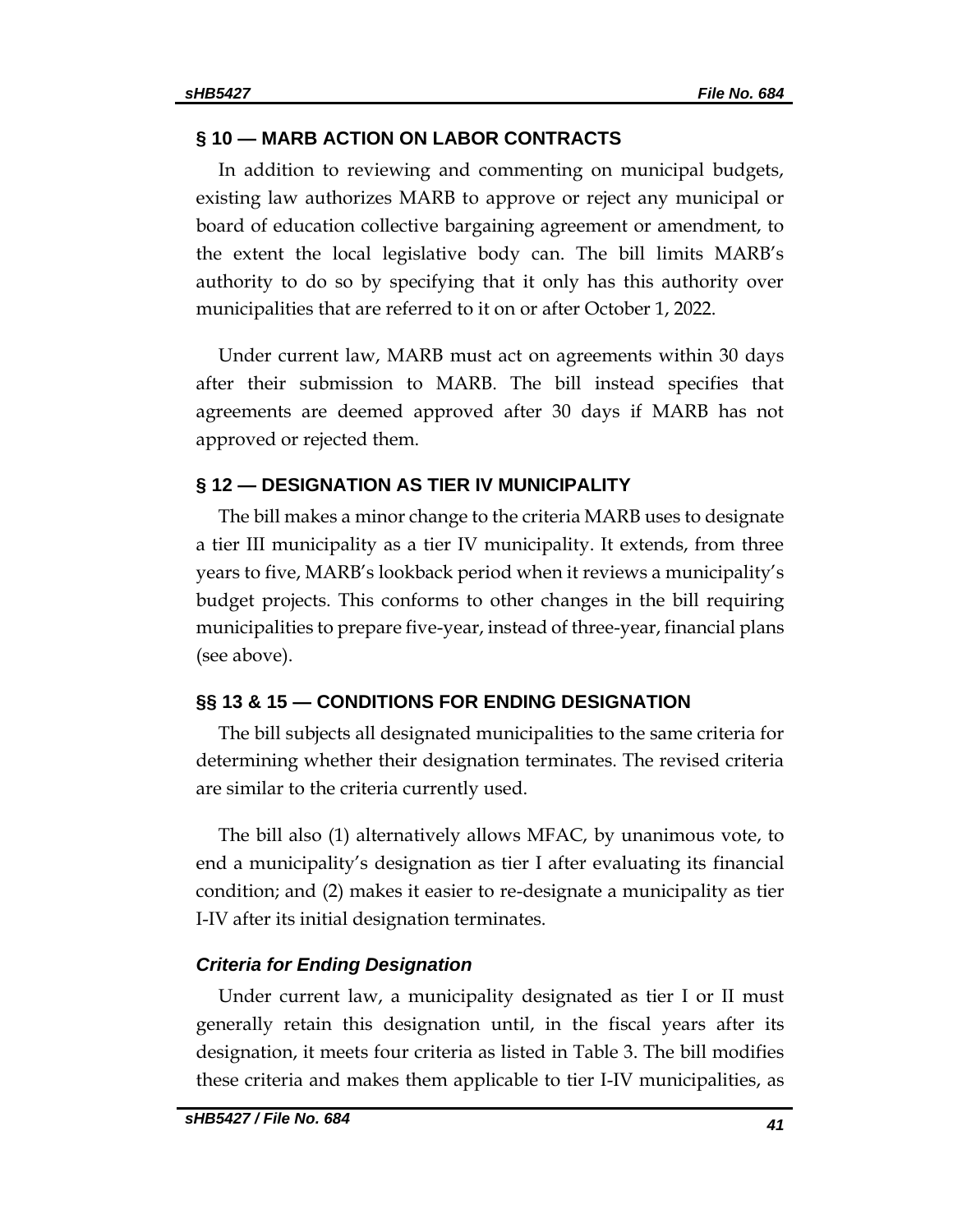## § 10 — MARB ACTION ON LABOR CONTRACTS

In addition to reviewing and commenting on municipal budgets, existing law authorizes MARB to approve or reject any municipal or board of education collective bargaining agreement or amendment, to the extent the local legislative body can. The bill limits MARB's authority to do so by specifying that it only has this authority over municipalities that are referred to it on or after October 1, 2022.

Under current law, MARB must act on agreements within 30 days after their submission to MARB. The bill instead specifies that agreements are deemed approved after 30 days if MARB has not approved or rejected them.

## § 12 — DESIGNATION AS TIER IV MUNICIPALITY

The bill makes a minor change to the criteria MARB uses to designate a tier III municipality as a tier IV municipality. It extends, from three years to five, MARB's lookback period when it reviews a municipality's budget projects. This conforms to other changes in the bill requiring municipalities to prepare five-year, instead of three-year, financial plans (see above).

## §§ 13 & 15 — CONDITIONS FOR ENDING DESIGNATION

The bill subjects all designated municipalities to the same criteria for determining whether their designation terminates. The revised criteria are similar to the criteria currently used.

The bill also (1) alternatively allows MFAC, by unanimous vote, to end a municipality's designation as tier I after evaluating its financial condition; and (2) makes it easier to re-designate a municipality as tier I-IV after its initial designation terminates.

### *Criteria for Ending Designation*

Under current law, a municipality designated as tier I or II must generally retain this designation until, in the fiscal years after its designation, it meets four criteria as listed in Table 3. The bill modifies these criteria and makes them applicable to tier I-IV municipalities, as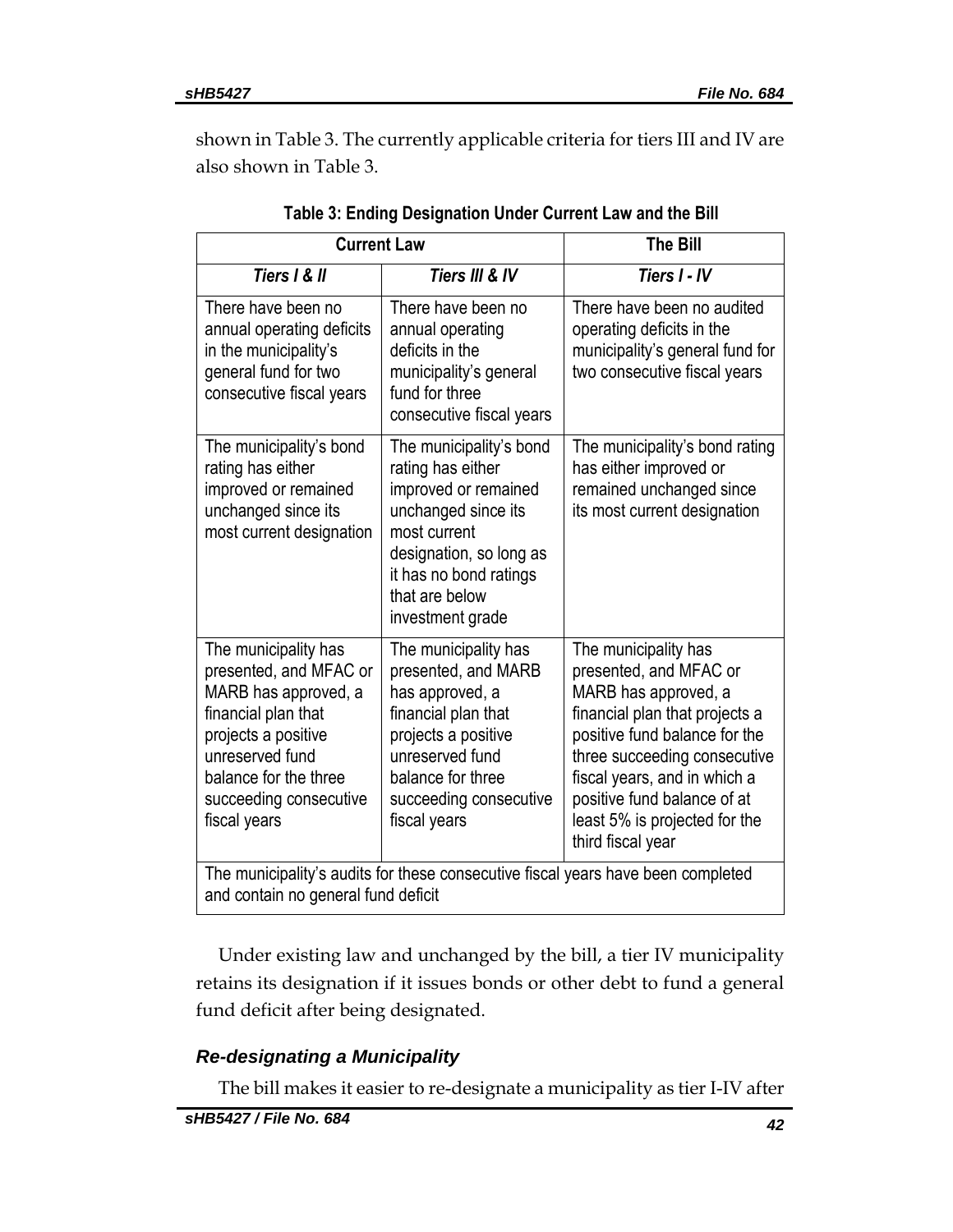shown in Table 3. The currently applicable criteria for tiers III and IV are also shown in Table 3.

**Table 3: Ending Designation Under Current Law and the Bill**

| Current Law | | The Bill |
|---|---|---|
| ***Tiers I & II*** | ***Tiers III & IV*** | ***Tiers I - IV*** |
| There have been no annual operating deficits in the municipality's general fund for two consecutive fiscal years | There have been no annual operating deficits in the municipality's general fund for three consecutive fiscal years | There have been no audited operating deficits in the municipality's general fund for two consecutive fiscal years |
| The municipality's bond rating has either improved or remained unchanged since its most current designation | The municipality's bond rating has either improved or remained unchanged since its most current designation, so long as it has no bond ratings that are below investment grade | The municipality's bond rating has either improved or remained unchanged since its most current designation |
| The municipality has presented, and MFAC or MARB has approved, a financial plan that projects a positive unreserved fund balance for the three succeeding consecutive fiscal years | The municipality has presented, and MARB has approved, a financial plan that projects a positive unreserved fund balance for three succeeding consecutive fiscal years | The municipality has presented, and MFAC or MARB has approved, a financial plan that projects a positive fund balance for the three succeeding consecutive fiscal years, and in which a positive fund balance of at least 5% is projected for the third fiscal year |
| The municipality's audits for these consecutive fiscal years have been completed and contain no general fund deficit | | |

Under existing law and unchanged by the bill, a tier IV municipality retains its designation if it issues bonds or other debt to fund a general fund deficit after being designated.

### *Re-designating a Municipality*

The bill makes it easier to re-designate a municipality as tier I-IV after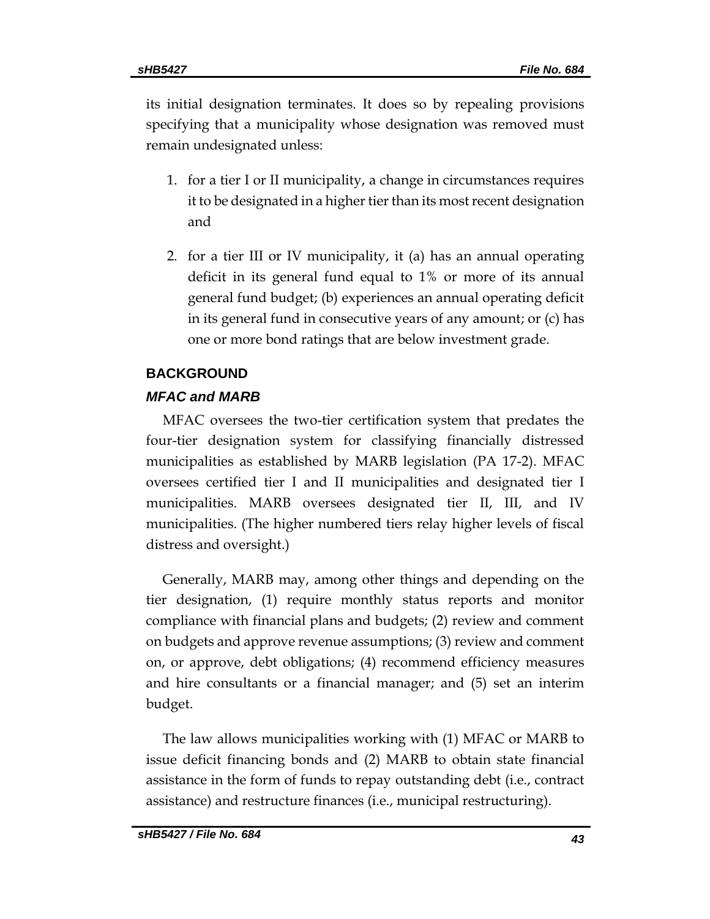its initial designation terminates. It does so by repealing provisions specifying that a municipality whose designation was removed must remain undesignated unless:

1. for a tier I or II municipality, a change in circumstances requires it to be designated in a higher tier than its most recent designation and
2. for a tier III or IV municipality, it (a) has an annual operating deficit in its general fund equal to 1% or more of its annual general fund budget; (b) experiences an annual operating deficit in its general fund in consecutive years of any amount; or (c) has one or more bond ratings that are below investment grade.

## BACKGROUND

### *MFAC and MARB*

MFAC oversees the two-tier certification system that predates the four-tier designation system for classifying financially distressed municipalities as established by MARB legislation (PA 17-2). MFAC oversees certified tier I and II municipalities and designated tier I municipalities. MARB oversees designated tier II, III, and IV municipalities. (The higher numbered tiers relay higher levels of fiscal distress and oversight.)

Generally, MARB may, among other things and depending on the tier designation, (1) require monthly status reports and monitor compliance with financial plans and budgets; (2) review and comment on budgets and approve revenue assumptions; (3) review and comment on, or approve, debt obligations; (4) recommend efficiency measures and hire consultants or a financial manager; and (5) set an interim budget.

The law allows municipalities working with (1) MFAC or MARB to issue deficit financing bonds and (2) MARB to obtain state financial assistance in the form of funds to repay outstanding debt (i.e., contract assistance) and restructure finances (i.e., municipal restructuring).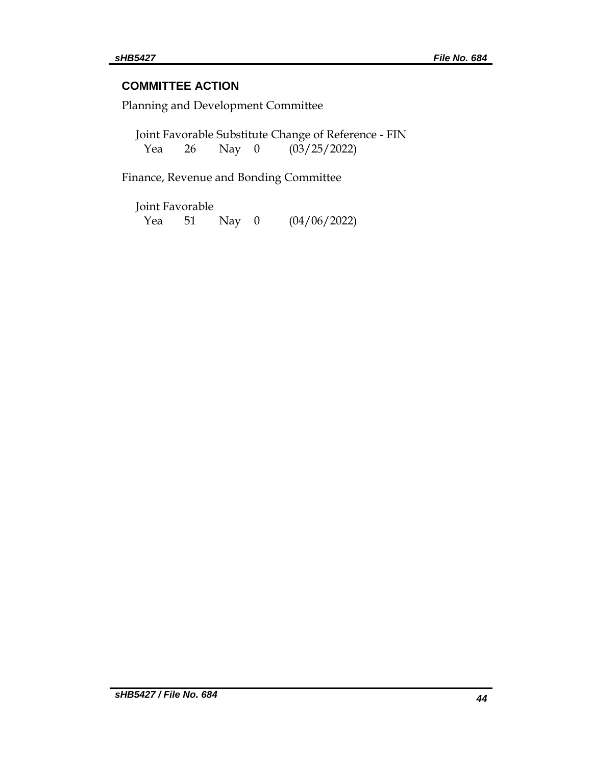## COMMITTEE ACTION

Planning and Development Committee

Joint Favorable Substitute Change of Reference - FIN
Yea 26 Nay 0 (03/25/2022)

Finance, Revenue and Bonding Committee

Joint Favorable
Yea 51 Nay 0 (04/06/2022)